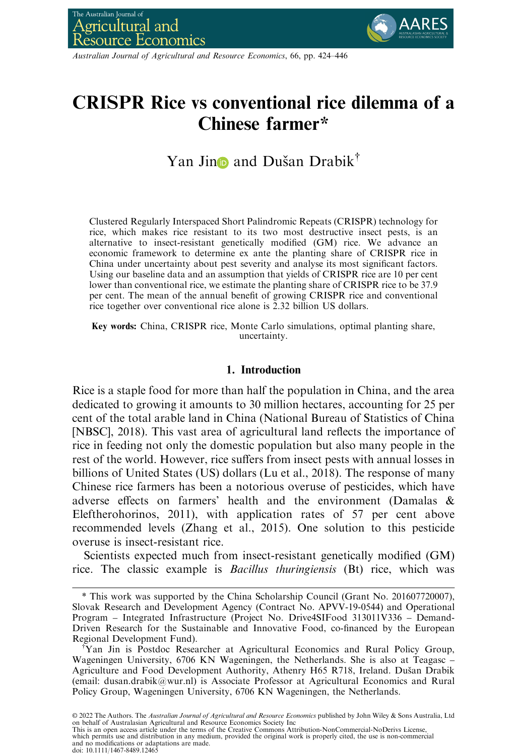# CRISPR Rice vs conventional rice dilemma of a Chinese farmer*

Yan Jin and Dušan Drabik[†]

Clustered Regularly Interspaced Short Palindromic Repeats (CRISPR) technology for rice, which makes rice resistant to its two most destructive insect pests, is an alternative to insect-resistant genetically modified (GM) rice. We advance an economic framework to determine ex ante the planting share of CRISPR rice in China under uncertainty about pest severity and analyse its most significant factors. Using our baseline data and an assumption that yields of CRISPR rice are 10 per cent lower than conventional rice, we estimate the planting share of CRISPR rice to be 37.9 per cent. The mean of the annual benefit of growing CRISPR rice and conventional rice together over conventional rice alone is 2.32 billion US dollars.

**Key words:** China, CRISPR rice, Monte Carlo simulations, optimal planting share, uncertainty.

## 1. Introduction

Rice is a staple food for more than half the population in China, and the area dedicated to growing it amounts to 30 million hectares, accounting for 25 per cent of the total arable land in China (National Bureau of Statistics of China [NBSC], 2018). This vast area of agricultural land reflects the importance of rice in feeding not only the domestic population but also many people in the rest of the world. However, rice suffers from insect pests with annual losses in billions of United States (US) dollars (Lu et al., 2018). The response of many Chinese rice farmers has been a notorious overuse of pesticides, which have adverse effects on farmers' health and the environment (Damalas & Eleftherohorinos, 2011), with application rates of 57 per cent above recommended levels (Zhang et al., 2015). One solution to this pesticide overuse is insect-resistant rice.

Scientists expected much from insect-resistant genetically modified (GM) rice. The classic example is *Bacillus thuringiensis* (Bt) rice, which was

---

\* This work was supported by the China Scholarship Council (Grant No. 201607720007), Slovak Research and Development Agency (Contract No. APVV-19-0544) and Operational Program – Integrated Infrastructure (Project No. Drive4SIFood 313011V336 – Demand-Driven Research for the Sustainable and Innovative Food, co-financed by the European Regional Development Fund).

[†]Yan Jin is Postdoc Researcher at Agricultural Economics and Rural Policy Group, Wageningen University, 6706 KN Wageningen, the Netherlands. She is also at Teagasc – Agriculture and Food Development Authority, Athenry H65 R718, Ireland. Dušan Drabik (email: dusan.drabik@wur.nl) is Associate Professor at Agricultural Economics and Rural Policy Group, Wageningen University, 6706 KN Wageningen, the Netherlands.

© 2022 The Authors. The *Australian Journal of Agricultural and Resource Economics* published by John Wiley & Sons Australia, Ltd on behalf of Australasian Agricultural and Resource Economics Society Inc
This is an open access article under the terms of the Creative Commons Attribution-NonCommercial-NoDerivs License, which permits use and distribution in any medium, provided the original work is properly cited, the use is non-commercial and no modifications or adaptations are made.
doi: 10.1111/1467-8489.12465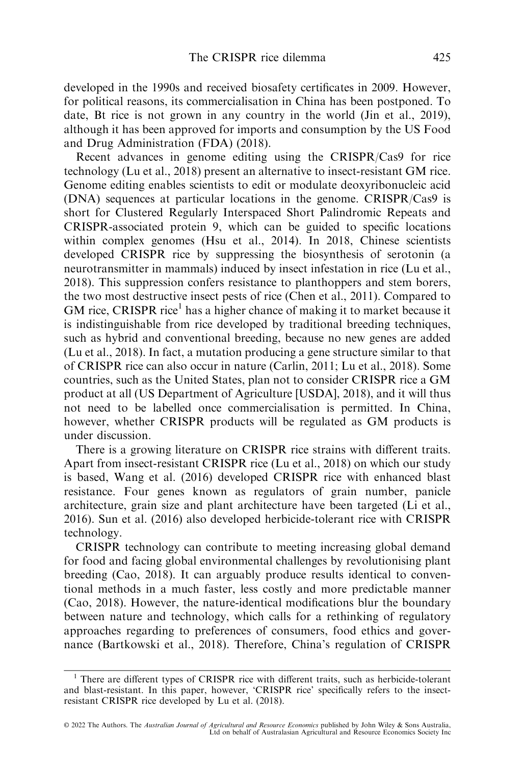developed in the 1990s and received biosafety certificates in 2009. However, for political reasons, its commercialisation in China has been postponed. To date, Bt rice is not grown in any country in the world (Jin et al., 2019), although it has been approved for imports and consumption by the US Food and Drug Administration (FDA) (2018).

Recent advances in genome editing using the CRISPR/Cas9 for rice technology (Lu et al., 2018) present an alternative to insect-resistant GM rice. Genome editing enables scientists to edit or modulate deoxyribonucleic acid (DNA) sequences at particular locations in the genome. CRISPR/Cas9 is short for Clustered Regularly Interspaced Short Palindromic Repeats and CRISPR-associated protein 9, which can be guided to specific locations within complex genomes (Hsu et al., 2014). In 2018, Chinese scientists developed CRISPR rice by suppressing the biosynthesis of serotonin (a neurotransmitter in mammals) induced by insect infestation in rice (Lu et al., 2018). This suppression confers resistance to planthoppers and stem borers, the two most destructive insect pests of rice (Chen et al., 2011). Compared to GM rice, CRISPR rice[1] has a higher chance of making it to market because it is indistinguishable from rice developed by traditional breeding techniques, such as hybrid and conventional breeding, because no new genes are added (Lu et al., 2018). In fact, a mutation producing a gene structure similar to that of CRISPR rice can also occur in nature (Carlin, 2011; Lu et al., 2018). Some countries, such as the United States, plan not to consider CRISPR rice a GM product at all (US Department of Agriculture [USDA], 2018), and it will thus not need to be labelled once commercialisation is permitted. In China, however, whether CRISPR products will be regulated as GM products is under discussion.

There is a growing literature on CRISPR rice strains with different traits. Apart from insect-resistant CRISPR rice (Lu et al., 2018) on which our study is based, Wang et al. (2016) developed CRISPR rice with enhanced blast resistance. Four genes known as regulators of grain number, panicle architecture, grain size and plant architecture have been targeted (Li et al., 2016). Sun et al. (2016) also developed herbicide-tolerant rice with CRISPR technology.

CRISPR technology can contribute to meeting increasing global demand for food and facing global environmental challenges by revolutionising plant breeding (Cao, 2018). It can arguably produce results identical to conventional methods in a much faster, less costly and more predictable manner (Cao, 2018). However, the nature-identical modifications blur the boundary between nature and technology, which calls for a rethinking of regulatory approaches regarding to preferences of consumers, food ethics and governance (Bartkowski et al., 2018). Therefore, China's regulation of CRISPR

[1] There are different types of CRISPR rice with different traits, such as herbicide-tolerant and blast-resistant. In this paper, however, 'CRISPR rice' specifically refers to the insect-resistant CRISPR rice developed by Lu et al. (2018).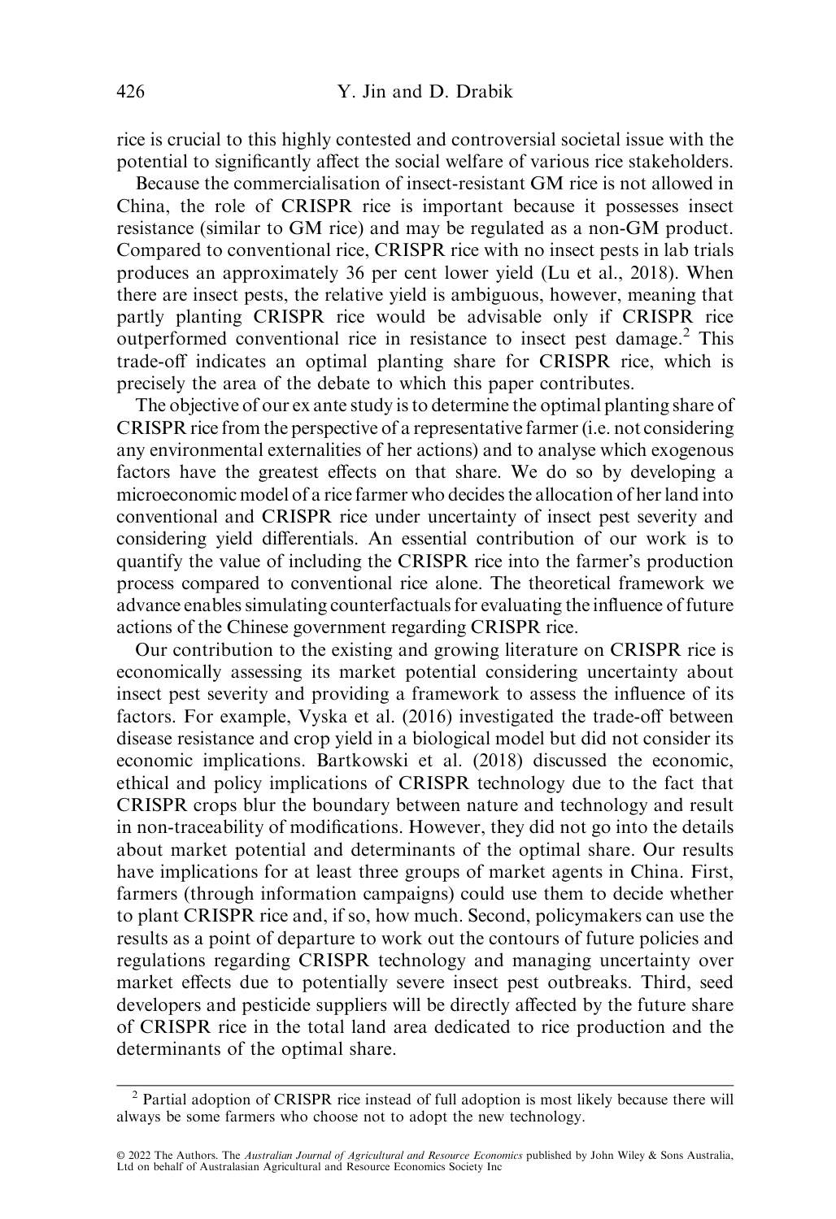rice is crucial to this highly contested and controversial societal issue with the potential to significantly affect the social welfare of various rice stakeholders.

Because the commercialisation of insect-resistant GM rice is not allowed in China, the role of CRISPR rice is important because it possesses insect resistance (similar to GM rice) and may be regulated as a non-GM product. Compared to conventional rice, CRISPR rice with no insect pests in lab trials produces an approximately 36 per cent lower yield (Lu et al., 2018). When there are insect pests, the relative yield is ambiguous, however, meaning that partly planting CRISPR rice would be advisable only if CRISPR rice outperformed conventional rice in resistance to insect pest damage.[2] This trade-off indicates an optimal planting share for CRISPR rice, which is precisely the area of the debate to which this paper contributes.

The objective of our ex ante study is to determine the optimal planting share of CRISPR rice from the perspective of a representative farmer (i.e. not considering any environmental externalities of her actions) and to analyse which exogenous factors have the greatest effects on that share. We do so by developing a microeconomic model of a rice farmer who decides the allocation of her land into conventional and CRISPR rice under uncertainty of insect pest severity and considering yield differentials. An essential contribution of our work is to quantify the value of including the CRISPR rice into the farmer's production process compared to conventional rice alone. The theoretical framework we advance enables simulating counterfactuals for evaluating the influence of future actions of the Chinese government regarding CRISPR rice.

Our contribution to the existing and growing literature on CRISPR rice is economically assessing its market potential considering uncertainty about insect pest severity and providing a framework to assess the influence of its factors. For example, Vyska et al. (2016) investigated the trade-off between disease resistance and crop yield in a biological model but did not consider its economic implications. Bartkowski et al. (2018) discussed the economic, ethical and policy implications of CRISPR technology due to the fact that CRISPR crops blur the boundary between nature and technology and result in non-traceability of modifications. However, they did not go into the details about market potential and determinants of the optimal share. Our results have implications for at least three groups of market agents in China. First, farmers (through information campaigns) could use them to decide whether to plant CRISPR rice and, if so, how much. Second, policymakers can use the results as a point of departure to work out the contours of future policies and regulations regarding CRISPR technology and managing uncertainty over market effects due to potentially severe insect pest outbreaks. Third, seed developers and pesticide suppliers will be directly affected by the future share of CRISPR rice in the total land area dedicated to rice production and the determinants of the optimal share.

[2] Partial adoption of CRISPR rice instead of full adoption is most likely because there will always be some farmers who choose not to adopt the new technology.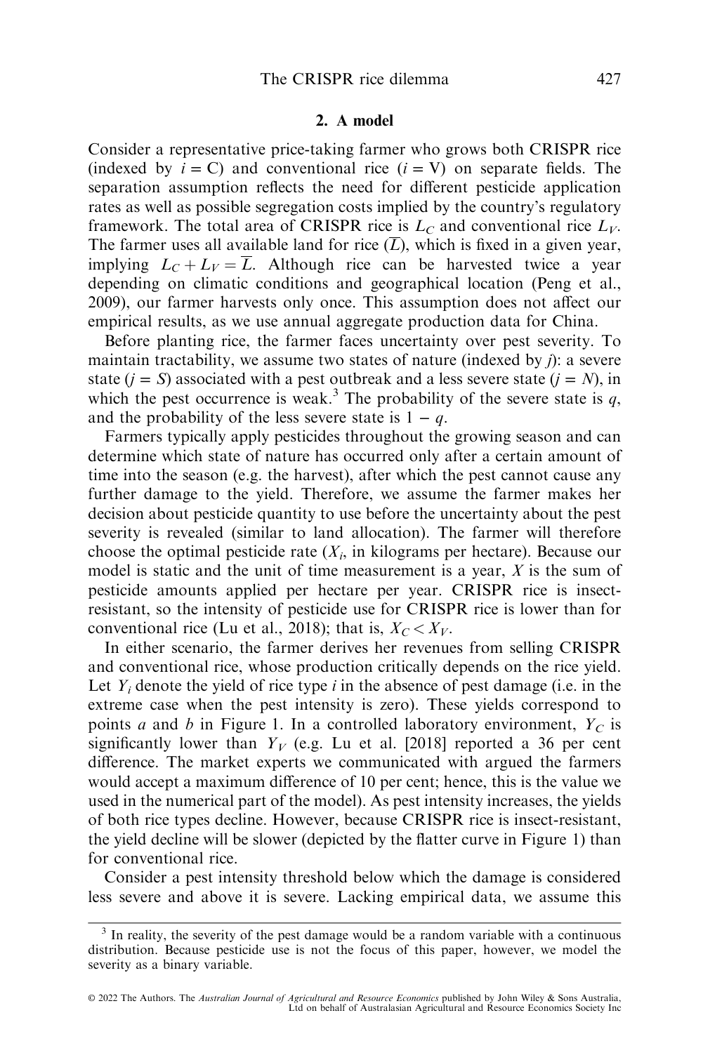## 2. A model

Consider a representative price-taking farmer who grows both CRISPR rice (indexed by $i = \mathrm{C}$) and conventional rice ($i = \mathrm{V}$) on separate fields. The separation assumption reflects the need for different pesticide application rates as well as possible segregation costs implied by the country's regulatory framework. The total area of CRISPR rice is $L_C$ and conventional rice $L_V$. The farmer uses all available land for rice ($\overline{L}$), which is fixed in a given year, implying $L_C + L_V = \overline{L}$. Although rice can be harvested twice a year depending on climatic conditions and geographical location (Peng et al., 2009), our farmer harvests only once. This assumption does not affect our empirical results, as we use annual aggregate production data for China.

Before planting rice, the farmer faces uncertainty over pest severity. To maintain tractability, we assume two states of nature (indexed by *j*): a severe state ($j = S$) associated with a pest outbreak and a less severe state ($j = N$), in which the pest occurrence is weak.[3] The probability of the severe state is $q$, and the probability of the less severe state is $1 - q$.

Farmers typically apply pesticides throughout the growing season and can determine which state of nature has occurred only after a certain amount of time into the season (e.g. the harvest), after which the pest cannot cause any further damage to the yield. Therefore, we assume the farmer makes her decision about pesticide quantity to use before the uncertainty about the pest severity is revealed (similar to land allocation). The farmer will therefore choose the optimal pesticide rate ($X_i$, in kilograms per hectare). Because our model is static and the unit of time measurement is a year, $X$ is the sum of pesticide amounts applied per hectare per year. CRISPR rice is insect-resistant, so the intensity of pesticide use for CRISPR rice is lower than for conventional rice (Lu et al., 2018); that is, $X_C < X_V$.

In either scenario, the farmer derives her revenues from selling CRISPR and conventional rice, whose production critically depends on the rice yield. Let $Y_i$ denote the yield of rice type *i* in the absence of pest damage (i.e. in the extreme case when the pest intensity is zero). These yields correspond to points *a* and *b* in Figure 1. In a controlled laboratory environment, $Y_C$ is significantly lower than $Y_V$ (e.g. Lu et al. [2018] reported a 36 per cent difference. The market experts we communicated with argued the farmers would accept a maximum difference of 10 per cent; hence, this is the value we used in the numerical part of the model). As pest intensity increases, the yields of both rice types decline. However, because CRISPR rice is insect-resistant, the yield decline will be slower (depicted by the flatter curve in Figure 1) than for conventional rice.

Consider a pest intensity threshold below which the damage is considered less severe and above it is severe. Lacking empirical data, we assume this

[3] In reality, the severity of the pest damage would be a random variable with a continuous distribution. Because pesticide use is not the focus of this paper, however, we model the severity as a binary variable.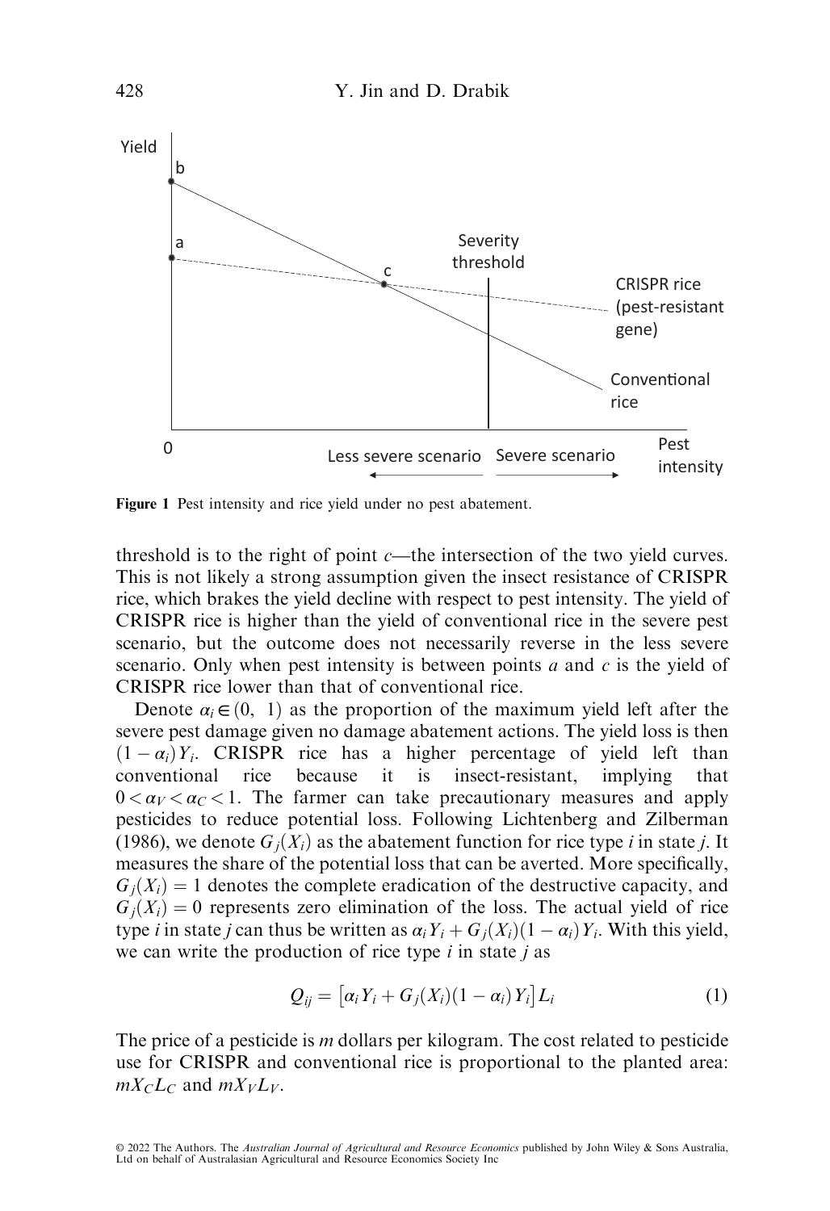Figure 1 Pest intensity and rice yield under no pest abatement.

threshold is to the right of point $c$—the intersection of the two yield curves. This is not likely a strong assumption given the insect resistance of CRISPR rice, which brakes the yield decline with respect to pest intensity. The yield of CRISPR rice is higher than the yield of conventional rice in the severe pest scenario, but the outcome does not necessarily reverse in the less severe scenario. Only when pest intensity is between points $a$ and $c$ is the yield of CRISPR rice lower than that of conventional rice.

Denote $\alpha_i \in (0, 1)$ as the proportion of the maximum yield left after the severe pest damage given no damage abatement actions. The yield loss is then $(1 - \alpha_i)Y_i$. CRISPR rice has a higher percentage of yield left than conventional rice because it is insect-resistant, implying that $0 < \alpha_V < \alpha_C < 1$. The farmer can take precautionary measures and apply pesticides to reduce potential loss. Following Lichtenberg and Zilberman (1986), we denote $G_j(X_i)$ as the abatement function for rice type $i$ in state $j$. It measures the share of the potential loss that can be averted. More specifically, $G_j(X_i) = 1$ denotes the complete eradication of the destructive capacity, and $G_j(X_i) = 0$ represents zero elimination of the loss. The actual yield of rice type $i$ in state $j$ can thus be written as $\alpha_i Y_i + G_j(X_i)(1 - \alpha_i)Y_i$. With this yield, we can write the production of rice type $i$ in state $j$ as

$$Q_{ij} = \left[\alpha_i Y_i + G_j(X_i)(1 - \alpha_i)Y_i\right]L_i \tag{1}$$

The price of a pesticide is $m$ dollars per kilogram. The cost related to pesticide use for CRISPR and conventional rice is proportional to the planted area: $mX_C L_C$ and $mX_V L_V$.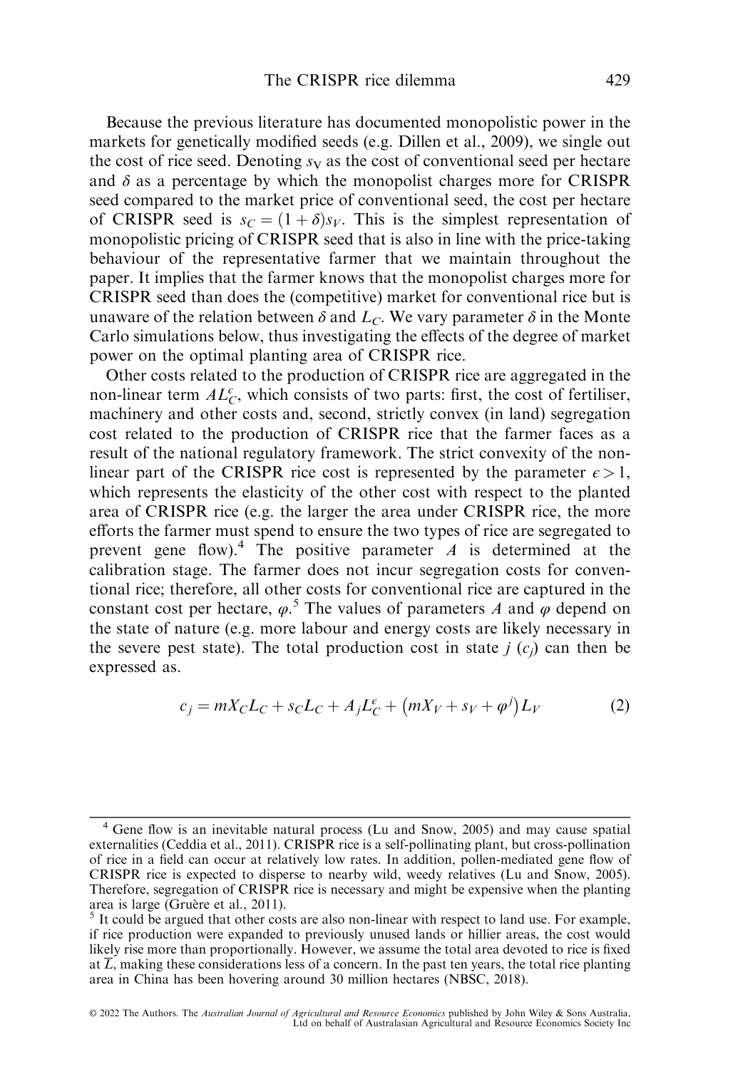Because the previous literature has documented monopolistic power in the markets for genetically modified seeds (e.g. Dillen et al., 2009), we single out the cost of rice seed. Denoting $s_V$ as the cost of conventional seed per hectare and $\delta$ as a percentage by which the monopolist charges more for CRISPR seed compared to the market price of conventional seed, the cost per hectare of CRISPR seed is $s_C = (1 + \delta)s_V$. This is the simplest representation of monopolistic pricing of CRISPR seed that is also in line with the price-taking behaviour of the representative farmer that we maintain throughout the paper. It implies that the farmer knows that the monopolist charges more for CRISPR seed than does the (competitive) market for conventional rice but is unaware of the relation between $\delta$ and $L_C$. We vary parameter $\delta$ in the Monte Carlo simulations below, thus investigating the effects of the degree of market power on the optimal planting area of CRISPR rice.

Other costs related to the production of CRISPR rice are aggregated in the non-linear term $AL_C^{\epsilon}$, which consists of two parts: first, the cost of fertiliser, machinery and other costs and, second, strictly convex (in land) segregation cost related to the production of CRISPR rice that the farmer faces as a result of the national regulatory framework. The strict convexity of the non-linear part of the CRISPR rice cost is represented by the parameter $\epsilon > 1$, which represents the elasticity of the other cost with respect to the planted area of CRISPR rice (e.g. the larger the area under CRISPR rice, the more efforts the farmer must spend to ensure the two types of rice are segregated to prevent gene flow).[4] The positive parameter $A$ is determined at the calibration stage. The farmer does not incur segregation costs for conventional rice; therefore, all other costs for conventional rice are captured in the constant cost per hectare, $\varphi$.[5] The values of parameters $A$ and $\varphi$ depend on the state of nature (e.g. more labour and energy costs are likely necessary in the severe pest state). The total production cost in state $j$ ($c_j$) can then be expressed as.

$$c_j = mX_C L_C + s_C L_C + A_j L_C^{\epsilon} + \left(mX_V + s_V + \varphi^j\right) L_V \tag{2}$$

---

[4] Gene flow is an inevitable natural process (Lu and Snow, 2005) and may cause spatial externalities (Ceddia et al., 2011). CRISPR rice is a self-pollinating plant, but cross-pollination of rice in a field can occur at relatively low rates. In addition, pollen-mediated gene flow of CRISPR rice is expected to disperse to nearby wild, weedy relatives (Lu and Snow, 2005). Therefore, segregation of CRISPR rice is necessary and might be expensive when the planting area is large (Gruère et al., 2011).

[5] It could be argued that other costs are also non-linear with respect to land use. For example, if rice production were expanded to previously unused lands or hillier areas, the cost would likely rise more than proportionally. However, we assume the total area devoted to rice is fixed at $\overline{L}$, making these considerations less of a concern. In the past ten years, the total rice planting area in China has been hovering around 30 million hectares (NBSC, 2018).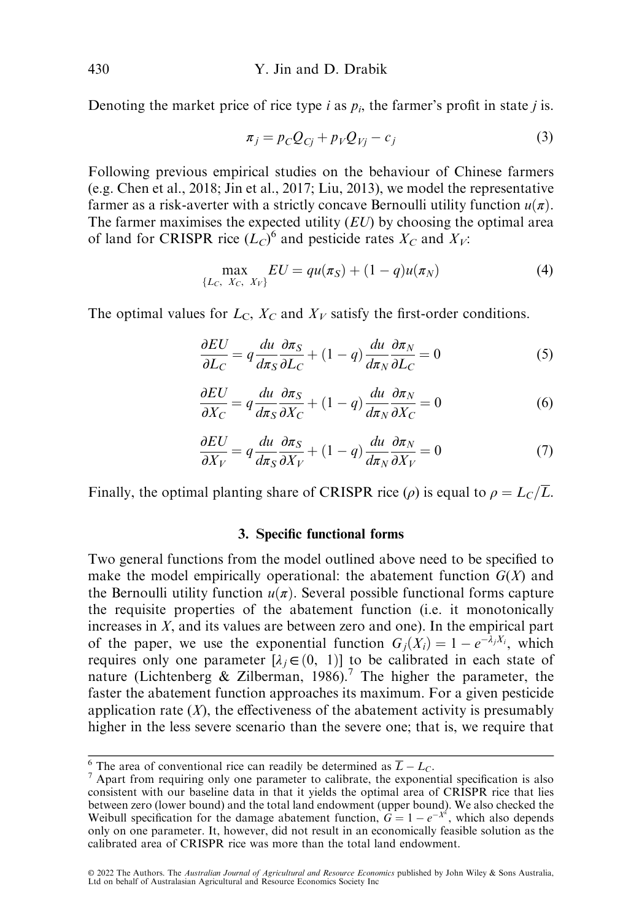Denoting the market price of rice type $i$ as $p_i$, the farmer's profit in state $j$ is.

$$\pi_j = p_C Q_{Cj} + p_V Q_{Vj} - c_j \tag{3}$$

Following previous empirical studies on the behaviour of Chinese farmers (e.g. Chen et al., 2018; Jin et al., 2017; Liu, 2013), we model the representative farmer as a risk-averter with a strictly concave Bernoulli utility function $u(\pi)$. The farmer maximises the expected utility ($EU$) by choosing the optimal area of land for CRISPR rice ($L_C$)[6] and pesticide rates $X_C$ and $X_V$:

$$\max_{\{L_C,\ X_C,\ X_V\}} EU = qu(\pi_S) + (1-q)u(\pi_N) \tag{4}$$

The optimal values for $L_C$, $X_C$ and $X_V$ satisfy the first-order conditions.

$$\frac{\partial EU}{\partial L_C} = q\frac{du}{d\pi_S}\frac{\partial \pi_S}{\partial L_C} + (1-q)\frac{du}{d\pi_N}\frac{\partial \pi_N}{\partial L_C} = 0 \tag{5}$$

$$\frac{\partial EU}{\partial X_C} = q\frac{du}{d\pi_S}\frac{\partial \pi_S}{\partial X_C} + (1-q)\frac{du}{d\pi_N}\frac{\partial \pi_N}{\partial X_C} = 0 \tag{6}$$

$$\frac{\partial EU}{\partial X_V} = q\frac{du}{d\pi_S}\frac{\partial \pi_S}{\partial X_V} + (1-q)\frac{du}{d\pi_N}\frac{\partial \pi_N}{\partial X_V} = 0 \tag{7}$$

Finally, the optimal planting share of CRISPR rice ($\rho$) is equal to $\rho = L_C/\overline{L}$.

## 3. Specific functional forms

Two general functions from the model outlined above need to be specified to make the model empirically operational: the abatement function $G(X)$ and the Bernoulli utility function $u(\pi)$. Several possible functional forms capture the requisite properties of the abatement function (i.e. it monotonically increases in $X$, and its values are between zero and one). In the empirical part of the paper, we use the exponential function $G_j(X_i) = 1 - e^{-\lambda_j X_i}$, which requires only one parameter [$\lambda_j \in (0,\ 1)$] to be calibrated in each state of nature (Lichtenberg & Zilberman, 1986).[7] The higher the parameter, the faster the abatement function approaches its maximum. For a given pesticide application rate ($X$), the effectiveness of the abatement activity is presumably higher in the less severe scenario than the severe one; that is, we require that

---

[6] The area of conventional rice can readily be determined as $\overline{L} - L_C$.

[7] Apart from requiring only one parameter to calibrate, the exponential specification is also consistent with our baseline data in that it yields the optimal area of CRISPR rice that lies between zero (lower bound) and the total land endowment (upper bound). We also checked the Weibull specification for the damage abatement function, $G = 1 - e^{-X^{\lambda}}$, which also depends only on one parameter. It, however, did not result in an economically feasible solution as the calibrated area of CRISPR rice was more than the total land endowment.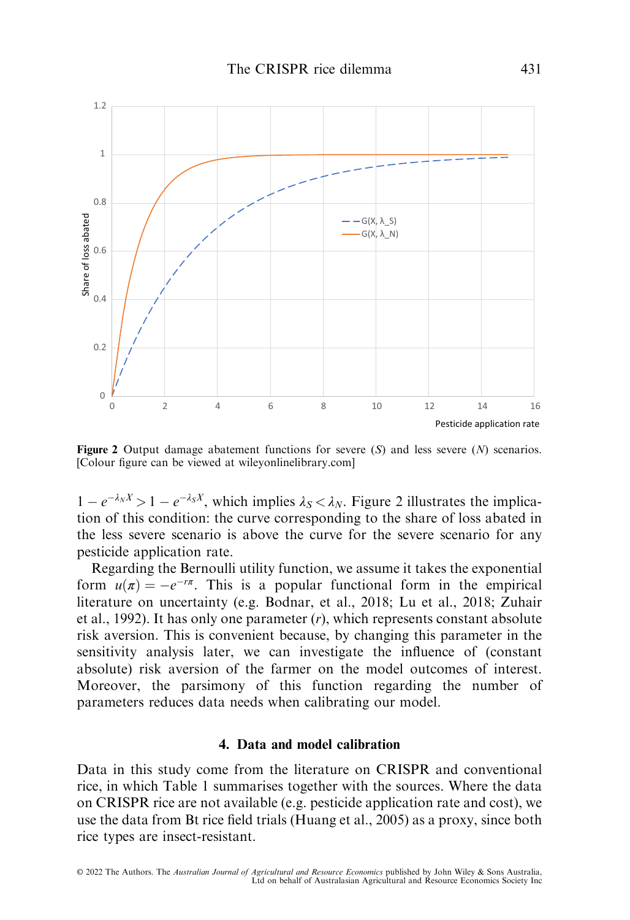**Figure 2** Output damage abatement functions for severe (*S*) and less severe (*N*) scenarios. [Colour figure can be viewed at wileyonlinelibrary.com]

$1 - e^{-\lambda_N X} > 1 - e^{-\lambda_S X}$, which implies $\lambda_S < \lambda_N$. Figure 2 illustrates the implication of this condition: the curve corresponding to the share of loss abated in the less severe scenario is above the curve for the severe scenario for any pesticide application rate.

Regarding the Bernoulli utility function, we assume it takes the exponential form $u(\pi) = -e^{-r\pi}$. This is a popular functional form in the empirical literature on uncertainty (e.g. Bodnar, et al., 2018; Lu et al., 2018; Zuhair et al., 1992). It has only one parameter ($r$), which represents constant absolute risk aversion. This is convenient because, by changing this parameter in the sensitivity analysis later, we can investigate the influence of (constant absolute) risk aversion of the farmer on the model outcomes of interest. Moreover, the parsimony of this function regarding the number of parameters reduces data needs when calibrating our model.

## 4. Data and model calibration

Data in this study come from the literature on CRISPR and conventional rice, in which Table 1 summarises together with the sources. Where the data on CRISPR rice are not available (e.g. pesticide application rate and cost), we use the data from Bt rice field trials (Huang et al., 2005) as a proxy, since both rice types are insect-resistant.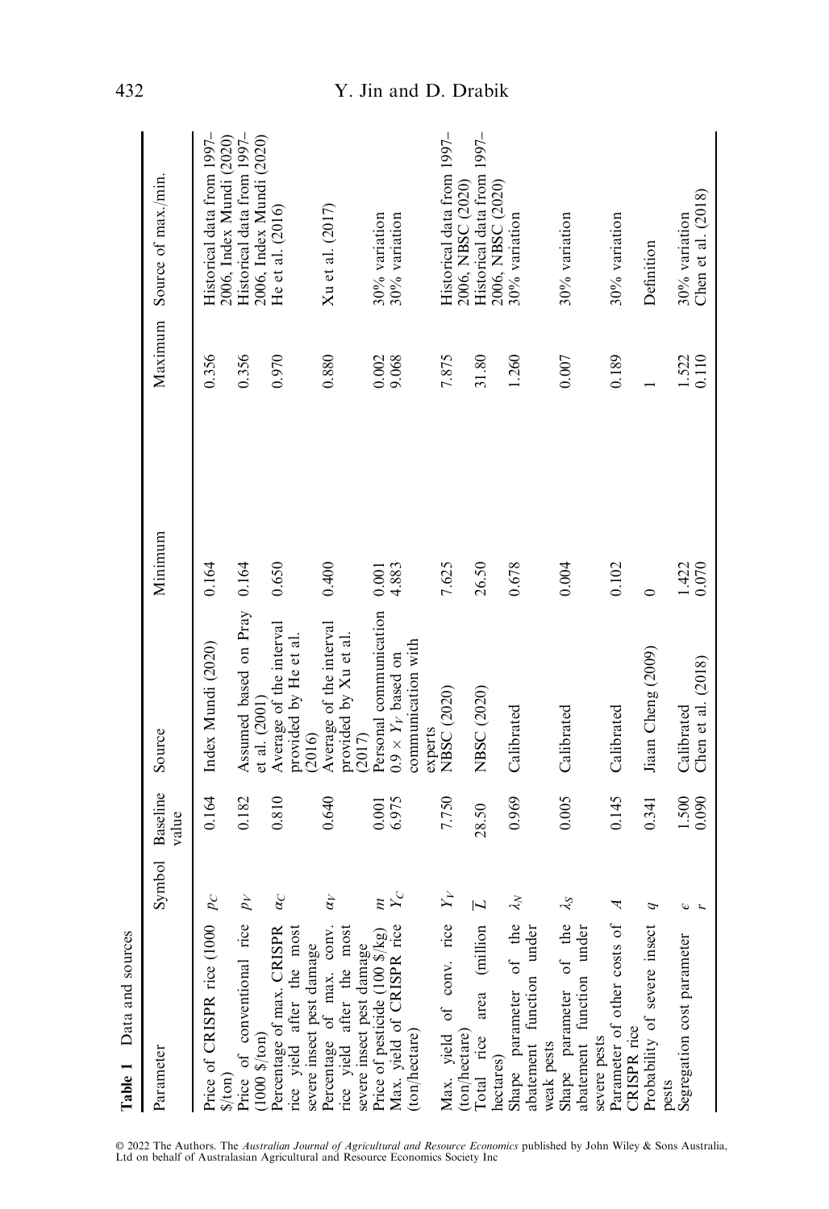**Table 1** Data and sources

| Parameter | Symbol | Baseline value | Source | Minimum | Maximum | Source of max./min. |
|---|---|---|---|---|---|---|
| Price of CRISPR rice (1000 $/ton) | $p_C$ | 0.164 | Index Mundi (2020) | 0.164 | 0.356 | Historical data from 1997–2006, Index Mundi (2020) |
| Price of conventional rice (1000 $/ton) | $p_V$ | 0.182 | Assumed based on Pray et al. (2001) | 0.164 | 0.356 | Historical data from 1997–2006, Index Mundi (2020) |
| Percentage of max. CRISPR rice yield after the most severe insect pest damage | $\alpha_C$ | 0.810 | Average of the interval provided by He et al. (2016) | 0.650 | 0.970 | He et al. (2016) |
| Percentage of max. conv. rice yield after the most severe insect pest damage | $\alpha_V$ | 0.640 | Average of the interval provided by Xu et al. (2017) | 0.400 | 0.880 | Xu et al. (2017) |
| Price of pesticide (100 $/kg) | $m$ | 0.001 | Personal communication | 0.001 | 0.002 | 30% variation |
| Max. yield of CRISPR rice (ton/hectare) | $Y_C$ | 6.975 | $0.9 \times Y_V$ based on communication with experts | 4.883 | 9.068 | 30% variation |
| Max. yield of conv. rice (ton/hectare) | $Y_V$ | 7.750 | NBSC (2020) | 7.625 | 7.875 | Historical data from 1997–2006, NBSC (2020) |
| Total rice area (million hectares) | $\overline{L}$ | 28.50 | NBSC (2020) | 26.50 | 31.80 | Historical data from 1997–2006, NBSC (2020) |
| Shape parameter of the abatement function under weak pests | $\lambda_N$ | 0.969 | Calibrated | 0.678 | 1.260 | 30% variation |
| Shape parameter of the abatement function under severe pests | $\lambda_S$ | 0.005 | Calibrated | 0.004 | 0.007 | 30% variation |
| Parameter of other costs of CRISPR rice | $A$ | 0.145 | Calibrated | 0.102 | 0.189 | 30% variation |
| Probability of severe insect pests | $q$ | 0.341 | Jiaan Cheng (2009) | 0 | 1 | Definition |
| Segregation cost parameter | $\epsilon$ | 1.500 | Calibrated | 1.422 | 1.522 | 30% variation |
| | $r$ | 0.090 | Chen et al. (2018) | 0.070 | 0.110 | Chen et al. (2018) |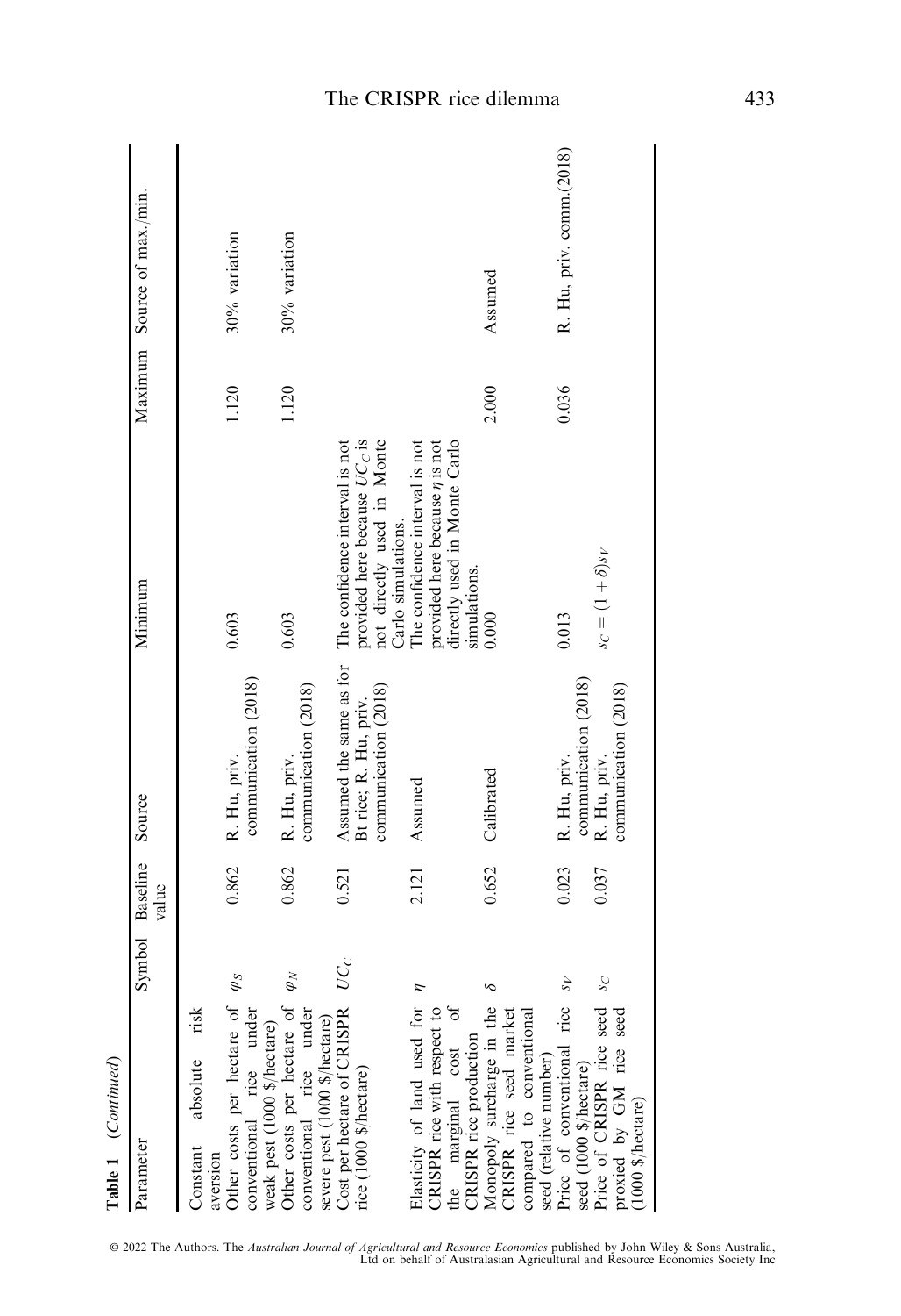**Table 1** (*Continued*)

| Parameter | Symbol | Baseline value | Source | Minimum | Maximum | Source of max./min. |
|---|---|---|---|---|---|---|
| Constant absolute risk aversion | | | | | | |
| Other costs per hectare of conventional rice under weak pest (1000 \$/hectare) | $\varphi_S$ | 0.862 | R. Hu, priv. communication (2018) | 0.603 | 1.120 | 30% variation |
| Other costs per hectare of conventional rice under severe pest (1000 \$/hectare) | $\varphi_N$ | 0.862 | R. Hu, priv. communication (2018) | 0.603 | 1.120 | 30% variation |
| Cost per hectare of CRISPR rice (1000 \$/hectare) | $UC_C$ | 0.521 | Assumed the same as for Bt rice; R. Hu, priv. communication (2018) | The confidence interval is not provided here because $UC_C$ is not directly used in Monte Carlo simulations. | | |
| Elasticity of land used for CRISPR rice with respect to the marginal cost of CRISPR rice production | $\eta$ | 2.121 | Assumed | The confidence interval is not provided here because $\eta$ is not directly used in Monte Carlo simulations. | | |
| Monopoly surcharge in the CRISPR rice seed market compared to conventional seed (relative number) | $\delta$ | 0.652 | Calibrated | 0.000 | 2.000 | Assumed |
| Price of conventional rice seed (1000 \$/hectare) | $s_V$ | 0.023 | R. Hu, priv. communication (2018) | 0.013 | 0.036 | R. Hu, priv. comm.(2018) |
| Price of CRISPR rice seed proxied by GM rice seed (1000 \$/hectare) | $s_C$ | 0.037 | R. Hu, priv. communication (2018) | $s_C = (1 + \delta)s_V$ | | |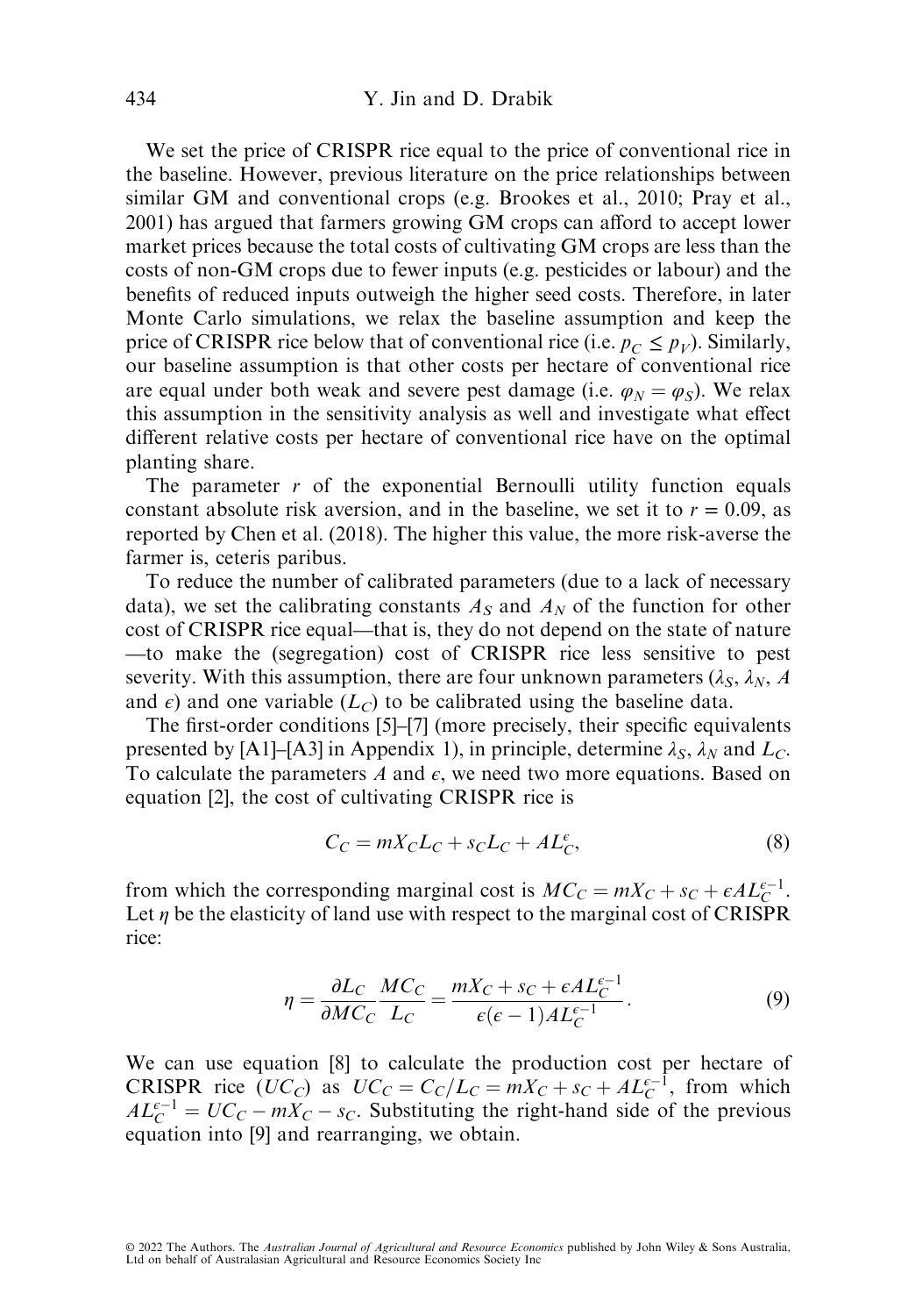We set the price of CRISPR rice equal to the price of conventional rice in the baseline. However, previous literature on the price relationships between similar GM and conventional crops (e.g. Brookes et al., 2010; Pray et al., 2001) has argued that farmers growing GM crops can afford to accept lower market prices because the total costs of cultivating GM crops are less than the costs of non-GM crops due to fewer inputs (e.g. pesticides or labour) and the benefits of reduced inputs outweigh the higher seed costs. Therefore, in later Monte Carlo simulations, we relax the baseline assumption and keep the price of CRISPR rice below that of conventional rice (i.e. $p_C \leq p_V$). Similarly, our baseline assumption is that other costs per hectare of conventional rice are equal under both weak and severe pest damage (i.e. $\varphi_N = \varphi_S$). We relax this assumption in the sensitivity analysis as well and investigate what effect different relative costs per hectare of conventional rice have on the optimal planting share.

The parameter $r$ of the exponential Bernoulli utility function equals constant absolute risk aversion, and in the baseline, we set it to $r = 0.09$, as reported by Chen et al. (2018). The higher this value, the more risk-averse the farmer is, ceteris paribus.

To reduce the number of calibrated parameters (due to a lack of necessary data), we set the calibrating constants $A_S$ and $A_N$ of the function for other cost of CRISPR rice equal—that is, they do not depend on the state of nature—to make the (segregation) cost of CRISPR rice less sensitive to pest severity. With this assumption, there are four unknown parameters ($\lambda_S$, $\lambda_N$, $A$ and $\epsilon$) and one variable ($L_C$) to be calibrated using the baseline data.

The first-order conditions [5]–[7] (more precisely, their specific equivalents presented by [A1]–[A3] in Appendix 1), in principle, determine $\lambda_S$, $\lambda_N$ and $L_C$. To calculate the parameters $A$ and $\epsilon$, we need two more equations. Based on equation [2], the cost of cultivating CRISPR rice is

$$C_C = mX_C L_C + s_C L_C + AL_C^{\epsilon}, \tag{8}$$

from which the corresponding marginal cost is $MC_C = mX_C + s_C + \epsilon A L_C^{\epsilon-1}$. Let $\eta$ be the elasticity of land use with respect to the marginal cost of CRISPR rice:

$$\eta = \frac{\partial L_C}{\partial MC_C} \frac{MC_C}{L_C} = \frac{mX_C + s_C + \epsilon A L_C^{\epsilon-1}}{\epsilon(\epsilon - 1) A L_C^{\epsilon-1}}. \tag{9}$$

We can use equation [8] to calculate the production cost per hectare of CRISPR rice ($UC_C$) as $UC_C = C_C/L_C = mX_C + s_C + AL_C^{\epsilon-1}$, from which $AL_C^{\epsilon-1} = UC_C - mX_C - s_C$. Substituting the right-hand side of the previous equation into [9] and rearranging, we obtain.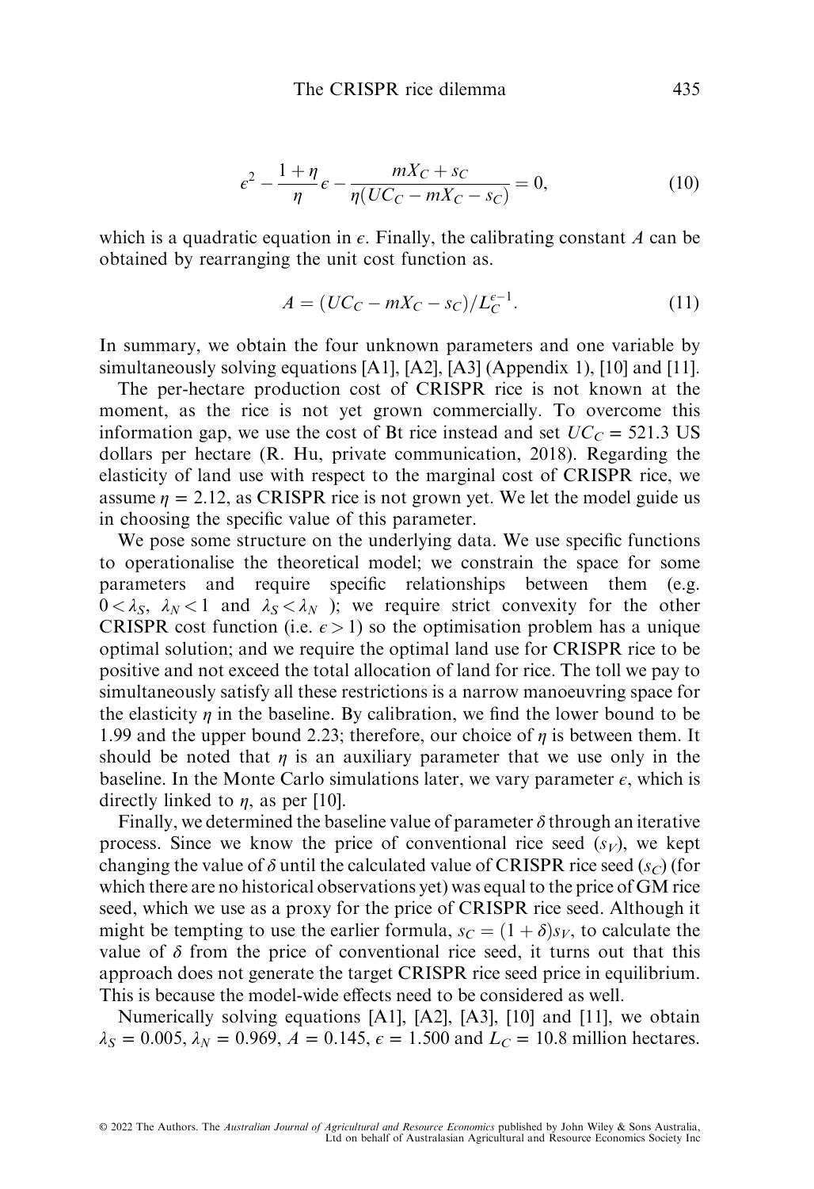$$\epsilon^2 - \frac{1+\eta}{\eta}\epsilon - \frac{mX_C + s_C}{\eta(UC_C - mX_C - s_C)} = 0, \tag{10}$$

which is a quadratic equation in $\epsilon$. Finally, the calibrating constant $A$ can be obtained by rearranging the unit cost function as.

$$A = (UC_C - mX_C - s_C)/L_C^{\epsilon-1}. \tag{11}$$

In summary, we obtain the four unknown parameters and one variable by simultaneously solving equations [A1], [A2], [A3] (Appendix 1), [10] and [11].

The per-hectare production cost of CRISPR rice is not known at the moment, as the rice is not yet grown commercially. To overcome this information gap, we use the cost of Bt rice instead and set $UC_C = 521.3$ US dollars per hectare (R. Hu, private communication, 2018). Regarding the elasticity of land use with respect to the marginal cost of CRISPR rice, we assume $\eta = 2.12$, as CRISPR rice is not grown yet. We let the model guide us in choosing the specific value of this parameter.

We pose some structure on the underlying data. We use specific functions to operationalise the theoretical model; we constrain the space for some parameters and require specific relationships between them (e.g. $0 < \lambda_S,\ \lambda_N < 1$ and $\lambda_S < \lambda_N$ ); we require strict convexity for the other CRISPR cost function (i.e. $\epsilon > 1$) so the optimisation problem has a unique optimal solution; and we require the optimal land use for CRISPR rice to be positive and not exceed the total allocation of land for rice. The toll we pay to simultaneously satisfy all these restrictions is a narrow manoeuvring space for the elasticity $\eta$ in the baseline. By calibration, we find the lower bound to be 1.99 and the upper bound 2.23; therefore, our choice of $\eta$ is between them. It should be noted that $\eta$ is an auxiliary parameter that we use only in the baseline. In the Monte Carlo simulations later, we vary parameter $\epsilon$, which is directly linked to $\eta$, as per [10].

Finally, we determined the baseline value of parameter $\delta$ through an iterative process. Since we know the price of conventional rice seed ($s_V$), we kept changing the value of $\delta$ until the calculated value of CRISPR rice seed ($s_C$) (for which there are no historical observations yet) was equal to the price of GM rice seed, which we use as a proxy for the price of CRISPR rice seed. Although it might be tempting to use the earlier formula, $s_C = (1+\delta)s_V$, to calculate the value of $\delta$ from the price of conventional rice seed, it turns out that this approach does not generate the target CRISPR rice seed price in equilibrium. This is because the model-wide effects need to be considered as well.

Numerically solving equations [A1], [A2], [A3], [10] and [11], we obtain $\lambda_S = 0.005$, $\lambda_N = 0.969$, $A = 0.145$, $\epsilon = 1.500$ and $L_C = 10.8$ million hectares.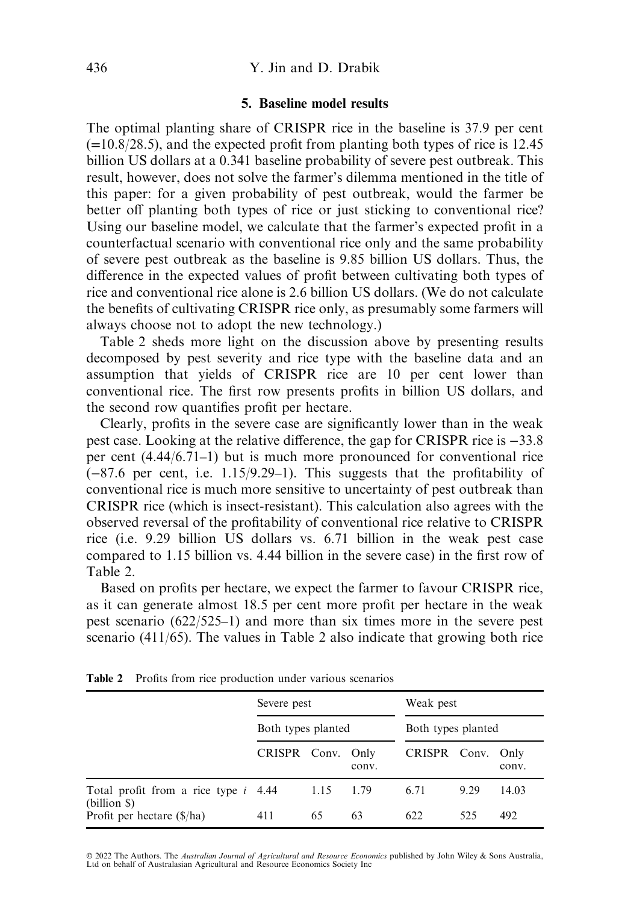## 5. Baseline model results

The optimal planting share of CRISPR rice in the baseline is 37.9 per cent (=10.8/28.5), and the expected profit from planting both types of rice is 12.45 billion US dollars at a 0.341 baseline probability of severe pest outbreak. This result, however, does not solve the farmer's dilemma mentioned in the title of this paper: for a given probability of pest outbreak, would the farmer be better off planting both types of rice or just sticking to conventional rice? Using our baseline model, we calculate that the farmer's expected profit in a counterfactual scenario with conventional rice only and the same probability of severe pest outbreak as the baseline is 9.85 billion US dollars. Thus, the difference in the expected values of profit between cultivating both types of rice and conventional rice alone is 2.6 billion US dollars. (We do not calculate the benefits of cultivating CRISPR rice only, as presumably some farmers will always choose not to adopt the new technology.)

Table 2 sheds more light on the discussion above by presenting results decomposed by pest severity and rice type with the baseline data and an assumption that yields of CRISPR rice are 10 per cent lower than conventional rice. The first row presents profits in billion US dollars, and the second row quantifies profit per hectare.

Clearly, profits in the severe case are significantly lower than in the weak pest case. Looking at the relative difference, the gap for CRISPR rice is −33.8 per cent (4.44/6.71–1) but is much more pronounced for conventional rice (−87.6 per cent, i.e. 1.15/9.29–1). This suggests that the profitability of conventional rice is much more sensitive to uncertainty of pest outbreak than CRISPR rice (which is insect-resistant). This calculation also agrees with the observed reversal of the profitability of conventional rice relative to CRISPR rice (i.e. 9.29 billion US dollars vs. 6.71 billion in the weak pest case compared to 1.15 billion vs. 4.44 billion in the severe case) in the first row of Table 2.

Based on profits per hectare, we expect the farmer to favour CRISPR rice, as it can generate almost 18.5 per cent more profit per hectare in the weak pest scenario (622/525–1) and more than six times more in the severe pest scenario (411/65). The values in Table 2 also indicate that growing both rice

**Table 2** Profits from rice production under various scenarios

| | Severe pest | | | Weak pest | | |
|---|---|---|---|---|---|---|
| | Both types planted | | | Both types planted | | |
| | CRISPR | Conv. | Only conv. | CRISPR | Conv. | Only conv. |
| Total profit from a rice type *i* (billion $) | 4.44 | 1.15 | 1.79 | 6.71 | 9.29 | 14.03 |
| Profit per hectare ($/ha) | 411 | 65 | 63 | 622 | 525 | 492 |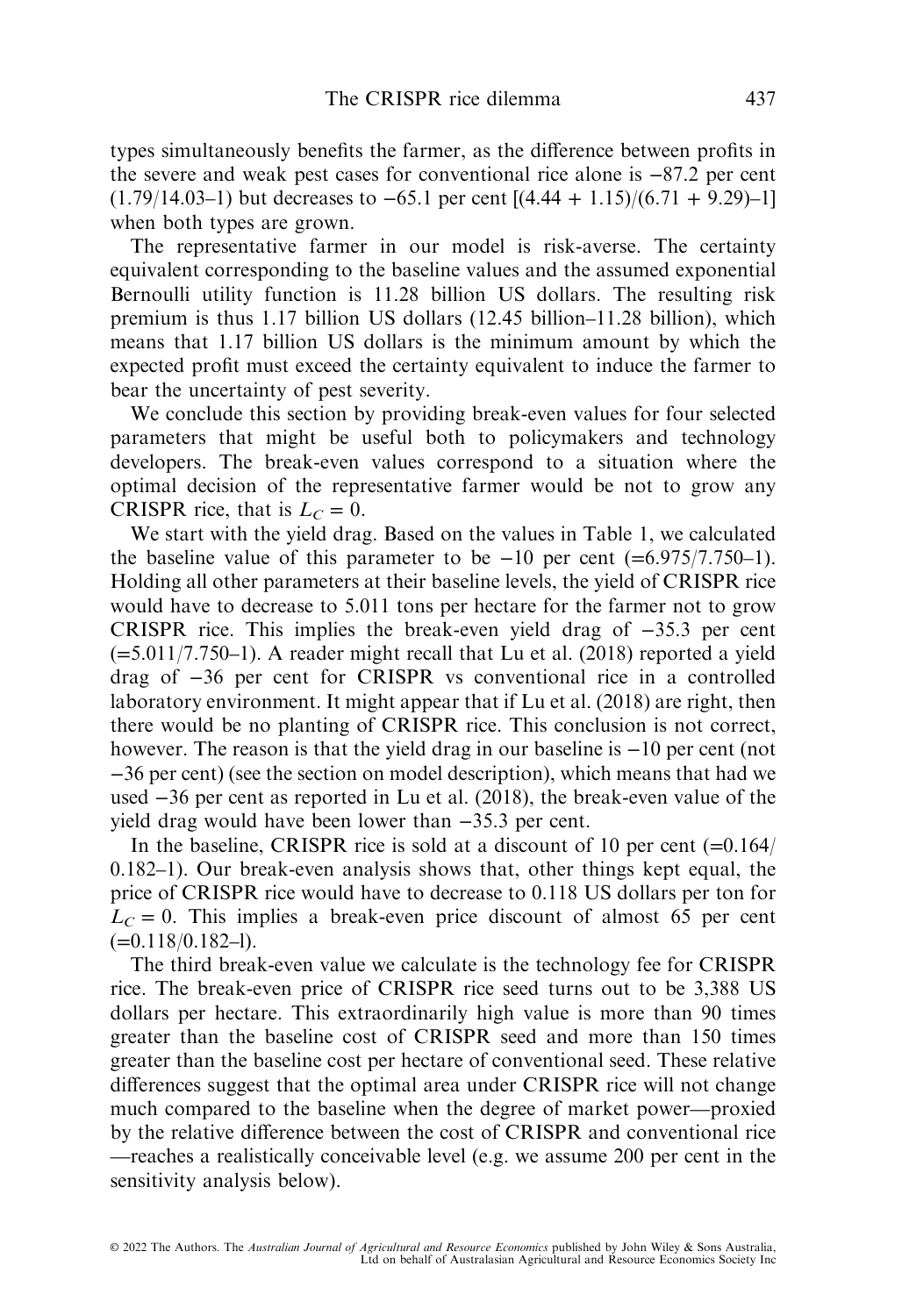types simultaneously benefits the farmer, as the difference between profits in the severe and weak pest cases for conventional rice alone is −87.2 per cent (1.79/14.03–1) but decreases to −65.1 per cent [(4.44 + 1.15)/(6.71 + 9.29)–1] when both types are grown.

The representative farmer in our model is risk-averse. The certainty equivalent corresponding to the baseline values and the assumed exponential Bernoulli utility function is 11.28 billion US dollars. The resulting risk premium is thus 1.17 billion US dollars (12.45 billion–11.28 billion), which means that 1.17 billion US dollars is the minimum amount by which the expected profit must exceed the certainty equivalent to induce the farmer to bear the uncertainty of pest severity.

We conclude this section by providing break-even values for four selected parameters that might be useful both to policymakers and technology developers. The break-even values correspond to a situation where the optimal decision of the representative farmer would be not to grow any CRISPR rice, that is $L_C = 0$.

We start with the yield drag. Based on the values in Table 1, we calculated the baseline value of this parameter to be −10 per cent (=6.975/7.750–1). Holding all other parameters at their baseline levels, the yield of CRISPR rice would have to decrease to 5.011 tons per hectare for the farmer not to grow CRISPR rice. This implies the break-even yield drag of −35.3 per cent (=5.011/7.750–1). A reader might recall that Lu et al. (2018) reported a yield drag of −36 per cent for CRISPR vs conventional rice in a controlled laboratory environment. It might appear that if Lu et al. (2018) are right, then there would be no planting of CRISPR rice. This conclusion is not correct, however. The reason is that the yield drag in our baseline is −10 per cent (not −36 per cent) (see the section on model description), which means that had we used −36 per cent as reported in Lu et al. (2018), the break-even value of the yield drag would have been lower than −35.3 per cent.

In the baseline, CRISPR rice is sold at a discount of 10 per cent (=0.164/0.182–1). Our break-even analysis shows that, other things kept equal, the price of CRISPR rice would have to decrease to 0.118 US dollars per ton for $L_C = 0$. This implies a break-even price discount of almost 65 per cent (=0.118/0.182–l).

The third break-even value we calculate is the technology fee for CRISPR rice. The break-even price of CRISPR rice seed turns out to be 3,388 US dollars per hectare. This extraordinarily high value is more than 90 times greater than the baseline cost of CRISPR seed and more than 150 times greater than the baseline cost per hectare of conventional seed. These relative differences suggest that the optimal area under CRISPR rice will not change much compared to the baseline when the degree of market power—proxied by the relative difference between the cost of CRISPR and conventional rice—reaches a realistically conceivable level (e.g. we assume 200 per cent in the sensitivity analysis below).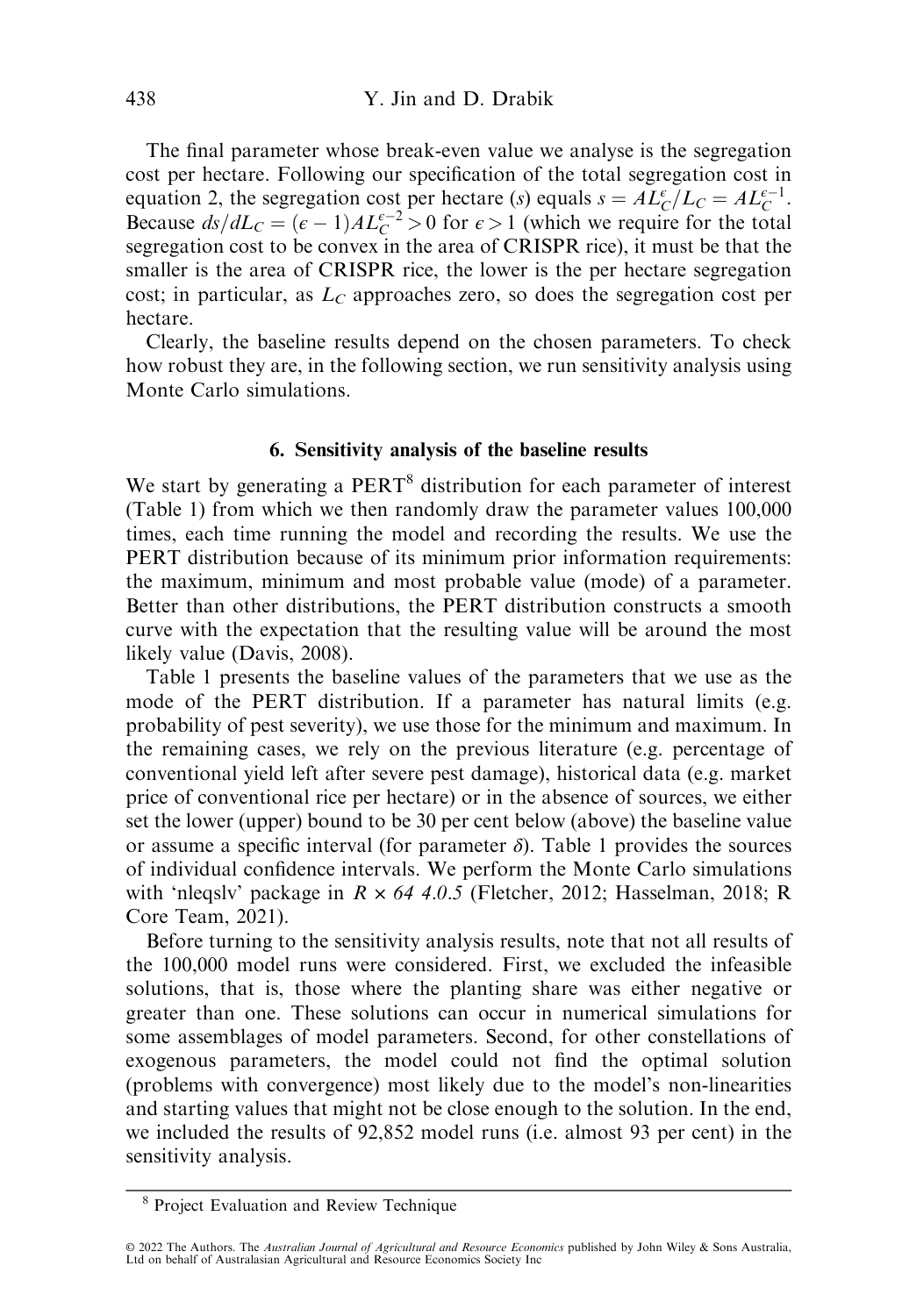The final parameter whose break-even value we analyse is the segregation cost per hectare. Following our specification of the total segregation cost in equation 2, the segregation cost per hectare ($s$) equals $s = AL_C^{\epsilon}/L_C = AL_C^{\epsilon-1}$. Because $ds/dL_C = (\epsilon - 1)AL_C^{\epsilon-2} > 0$ for $\epsilon > 1$ (which we require for the total segregation cost to be convex in the area of CRISPR rice), it must be that the smaller is the area of CRISPR rice, the lower is the per hectare segregation cost; in particular, as $L_C$ approaches zero, so does the segregation cost per hectare.

Clearly, the baseline results depend on the chosen parameters. To check how robust they are, in the following section, we run sensitivity analysis using Monte Carlo simulations.

## 6. Sensitivity analysis of the baseline results

We start by generating a PERT[8] distribution for each parameter of interest (Table 1) from which we then randomly draw the parameter values 100,000 times, each time running the model and recording the results. We use the PERT distribution because of its minimum prior information requirements: the maximum, minimum and most probable value (mode) of a parameter. Better than other distributions, the PERT distribution constructs a smooth curve with the expectation that the resulting value will be around the most likely value (Davis, 2008).

Table 1 presents the baseline values of the parameters that we use as the mode of the PERT distribution. If a parameter has natural limits (e.g. probability of pest severity), we use those for the minimum and maximum. In the remaining cases, we rely on the previous literature (e.g. percentage of conventional yield left after severe pest damage), historical data (e.g. market price of conventional rice per hectare) or in the absence of sources, we either set the lower (upper) bound to be 30 per cent below (above) the baseline value or assume a specific interval (for parameter $\delta$). Table 1 provides the sources of individual confidence intervals. We perform the Monte Carlo simulations with 'nleqslv' package in *R × 64 4.0.5* (Fletcher, 2012; Hasselman, 2018; R Core Team, 2021).

Before turning to the sensitivity analysis results, note that not all results of the 100,000 model runs were considered. First, we excluded the infeasible solutions, that is, those where the planting share was either negative or greater than one. These solutions can occur in numerical simulations for some assemblages of model parameters. Second, for other constellations of exogenous parameters, the model could not find the optimal solution (problems with convergence) most likely due to the model's non-linearities and starting values that might not be close enough to the solution. In the end, we included the results of 92,852 model runs (i.e. almost 93 per cent) in the sensitivity analysis.

[8] Project Evaluation and Review Technique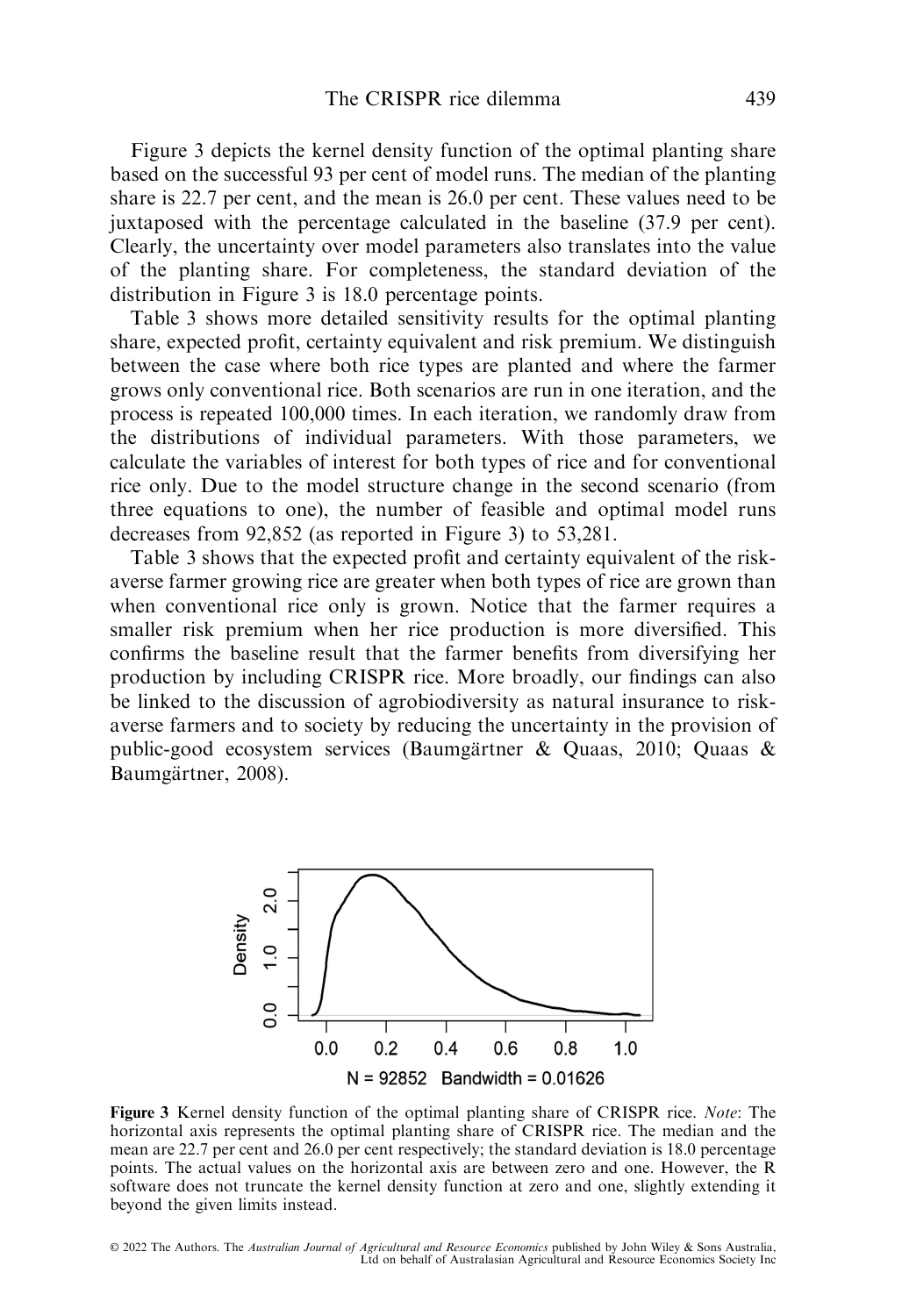Figure 3 depicts the kernel density function of the optimal planting share based on the successful 93 per cent of model runs. The median of the planting share is 22.7 per cent, and the mean is 26.0 per cent. These values need to be juxtaposed with the percentage calculated in the baseline (37.9 per cent). Clearly, the uncertainty over model parameters also translates into the value of the planting share. For completeness, the standard deviation of the distribution in Figure 3 is 18.0 percentage points.

Table 3 shows more detailed sensitivity results for the optimal planting share, expected profit, certainty equivalent and risk premium. We distinguish between the case where both rice types are planted and where the farmer grows only conventional rice. Both scenarios are run in one iteration, and the process is repeated 100,000 times. In each iteration, we randomly draw from the distributions of individual parameters. With those parameters, we calculate the variables of interest for both types of rice and for conventional rice only. Due to the model structure change in the second scenario (from three equations to one), the number of feasible and optimal model runs decreases from 92,852 (as reported in Figure 3) to 53,281.

Table 3 shows that the expected profit and certainty equivalent of the risk-averse farmer growing rice are greater when both types of rice are grown than when conventional rice only is grown. Notice that the farmer requires a smaller risk premium when her rice production is more diversified. This confirms the baseline result that the farmer benefits from diversifying her production by including CRISPR rice. More broadly, our findings can also be linked to the discussion of agrobiodiversity as natural insurance to risk-averse farmers and to society by reducing the uncertainty in the provision of public-good ecosystem services (Baumgärtner & Quaas, 2010; Quaas & Baumgärtner, 2008).

**Figure 3** Kernel density function of the optimal planting share of CRISPR rice. *Note*: The horizontal axis represents the optimal planting share of CRISPR rice. The median and the mean are 22.7 per cent and 26.0 per cent respectively; the standard deviation is 18.0 percentage points. The actual values on the horizontal axis are between zero and one. However, the R software does not truncate the kernel density function at zero and one, slightly extending it beyond the given limits instead.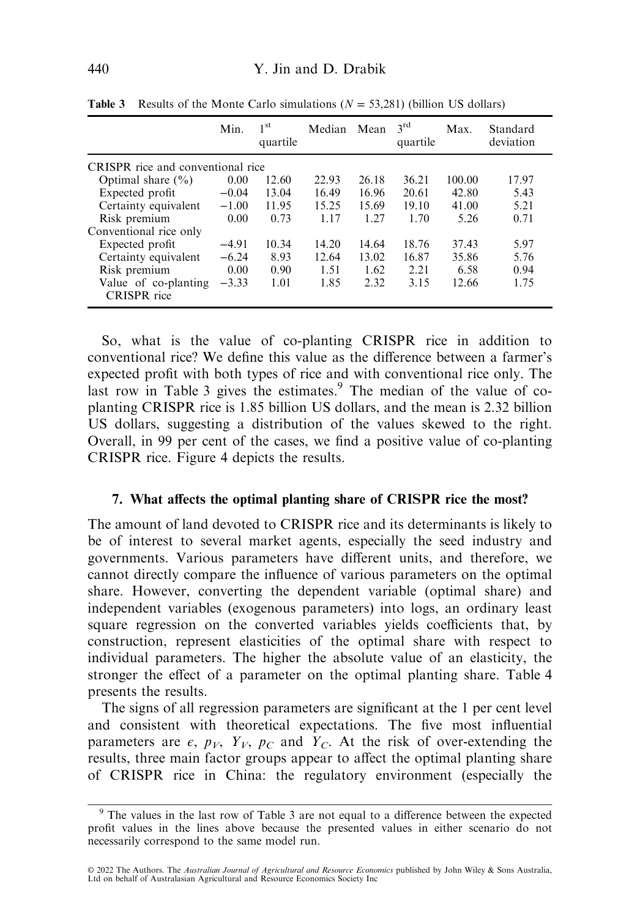**Table 3** Results of the Monte Carlo simulations ($N$ = 53,281) (billion US dollars)

| | Min. | 1st quartile | Median | Mean | 3rd quartile | Max. | Standard deviation |
|---|---|---|---|---|---|---|---|
| CRISPR rice and conventional rice | | | | | | | |
| Optimal share (%) | 0.00 | 12.60 | 22.93 | 26.18 | 36.21 | 100.00 | 17.97 |
| Expected profit | −0.04 | 13.04 | 16.49 | 16.96 | 20.61 | 42.80 | 5.43 |
| Certainty equivalent | −1.00 | 11.95 | 15.25 | 15.69 | 19.10 | 41.00 | 5.21 |
| Risk premium | 0.00 | 0.73 | 1.17 | 1.27 | 1.70 | 5.26 | 0.71 |
| Conventional rice only | | | | | | | |
| Expected profit | −4.91 | 10.34 | 14.20 | 14.64 | 18.76 | 37.43 | 5.97 |
| Certainty equivalent | −6.24 | 8.93 | 12.64 | 13.02 | 16.87 | 35.86 | 5.76 |
| Risk premium | 0.00 | 0.90 | 1.51 | 1.62 | 2.21 | 6.58 | 0.94 |
| Value of co-planting CRISPR rice | −3.33 | 1.01 | 1.85 | 2.32 | 3.15 | 12.66 | 1.75 |

So, what is the value of co-planting CRISPR rice in addition to conventional rice? We define this value as the difference between a farmer's expected profit with both types of rice and with conventional rice only. The last row in Table 3 gives the estimates.[9] The median of the value of co-planting CRISPR rice is 1.85 billion US dollars, and the mean is 2.32 billion US dollars, suggesting a distribution of the values skewed to the right. Overall, in 99 per cent of the cases, we find a positive value of co-planting CRISPR rice. Figure 4 depicts the results.

## 7. What affects the optimal planting share of CRISPR rice the most?

The amount of land devoted to CRISPR rice and its determinants is likely to be of interest to several market agents, especially the seed industry and governments. Various parameters have different units, and therefore, we cannot directly compare the influence of various parameters on the optimal share. However, converting the dependent variable (optimal share) and independent variables (exogenous parameters) into logs, an ordinary least square regression on the converted variables yields coefficients that, by construction, represent elasticities of the optimal share with respect to individual parameters. The higher the absolute value of an elasticity, the stronger the effect of a parameter on the optimal planting share. Table 4 presents the results.

The signs of all regression parameters are significant at the 1 per cent level and consistent with theoretical expectations. The five most influential parameters are $\epsilon$, $p_V$, $Y_V$, $p_C$ and $Y_C$. At the risk of over-extending the results, three main factor groups appear to affect the optimal planting share of CRISPR rice in China: the regulatory environment (especially the

[9] The values in the last row of Table 3 are not equal to a difference between the expected profit values in the lines above because the presented values in either scenario do not necessarily correspond to the same model run.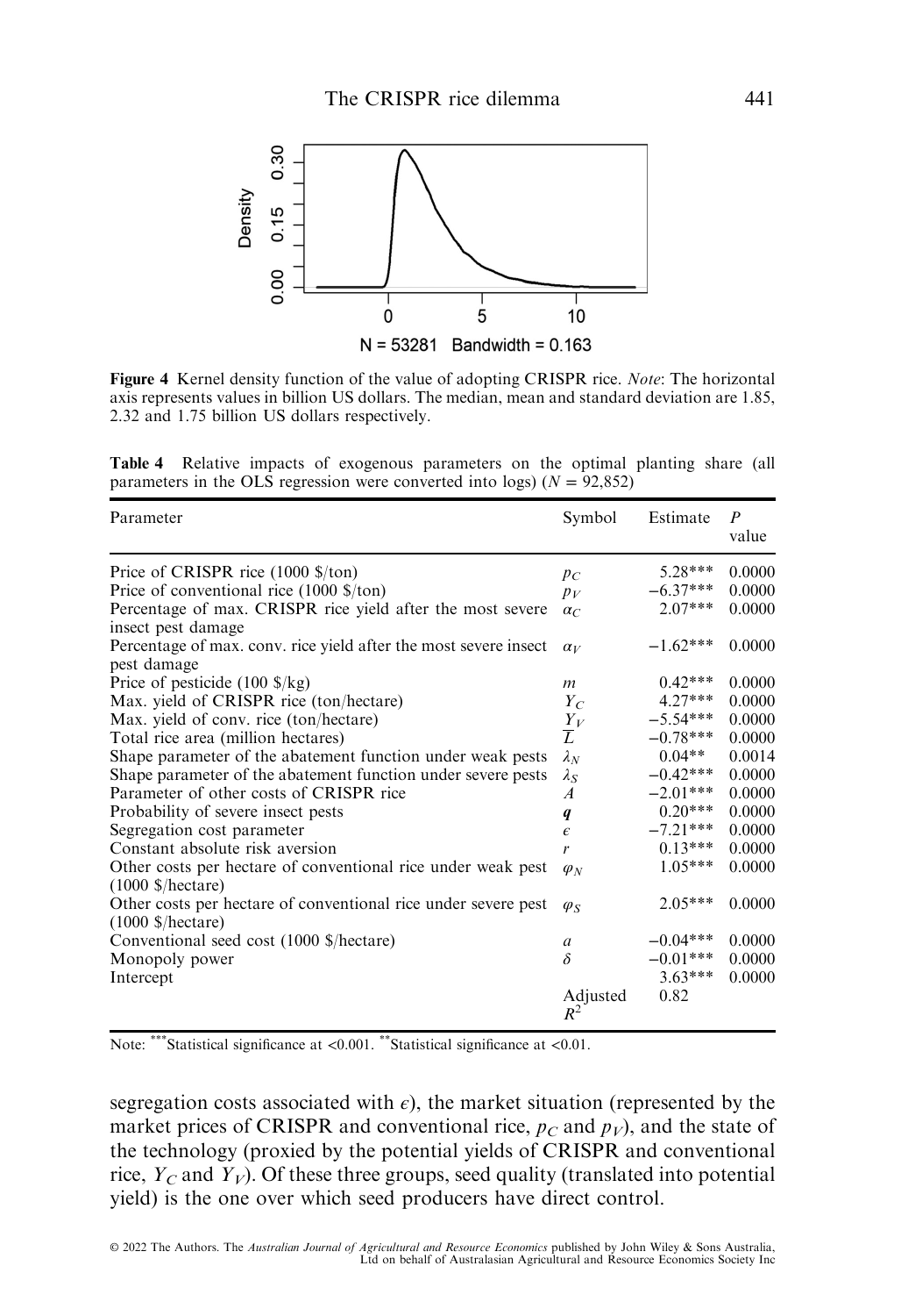**Figure 4** Kernel density function of the value of adopting CRISPR rice. *Note*: The horizontal axis represents values in billion US dollars. The median, mean and standard deviation are 1.85, 2.32 and 1.75 billion US dollars respectively.

**Table 4** Relative impacts of exogenous parameters on the optimal planting share (all parameters in the OLS regression were converted into logs) ($N$ = 92,852)

| Parameter | Symbol | Estimate | $P$ value |
|---|---|---|---|
| Price of CRISPR rice (1000 \$/ton) | $p_C$ | 5.28*** | 0.0000 |
| Price of conventional rice (1000 \$/ton) | $p_V$ | −6.37*** | 0.0000 |
| Percentage of max. CRISPR rice yield after the most severe insect pest damage | $\alpha_C$ | 2.07*** | 0.0000 |
| Percentage of max. conv. rice yield after the most severe insect pest damage | $\alpha_V$ | −1.62*** | 0.0000 |
| Price of pesticide (100 \$/kg) | $m$ | 0.42*** | 0.0000 |
| Max. yield of CRISPR rice (ton/hectare) | $Y_C$ | 4.27*** | 0.0000 |
| Max. yield of conv. rice (ton/hectare) | $Y_V$ | −5.54*** | 0.0000 |
| Total rice area (million hectares) | $\overline{L}$ | −0.78*** | 0.0000 |
| Shape parameter of the abatement function under weak pests | $\lambda_N$ | 0.04** | 0.0014 |
| Shape parameter of the abatement function under severe pests | $\lambda_S$ | −0.42*** | 0.0000 |
| Parameter of other costs of CRISPR rice | $A$ | −2.01*** | 0.0000 |
| Probability of severe insect pests | $\boldsymbol{q}$ | 0.20*** | 0.0000 |
| Segregation cost parameter | $\epsilon$ | −7.21*** | 0.0000 |
| Constant absolute risk aversion | $r$ | 0.13*** | 0.0000 |
| Other costs per hectare of conventional rice under weak pest (1000 \$/hectare) | $\varphi_N$ | 1.05*** | 0.0000 |
| Other costs per hectare of conventional rice under severe pest (1000 \$/hectare) | $\varphi_S$ | 2.05*** | 0.0000 |
| Conventional seed cost (1000 \$/hectare) | $a$ | −0.04*** | 0.0000 |
| Monopoly power | $\delta$ | −0.01*** | 0.0000 |
| Intercept | | 3.63*** | 0.0000 |
| | Adjusted $R^2$ | 0.82 | |

Note: ***Statistical significance at <0.001. **Statistical significance at <0.01.

segregation costs associated with $\epsilon$), the market situation (represented by the market prices of CRISPR and conventional rice, $p_C$ and $p_V$), and the state of the technology (proxied by the potential yields of CRISPR and conventional rice, $Y_C$ and $Y_V$). Of these three groups, seed quality (translated into potential yield) is the one over which seed producers have direct control.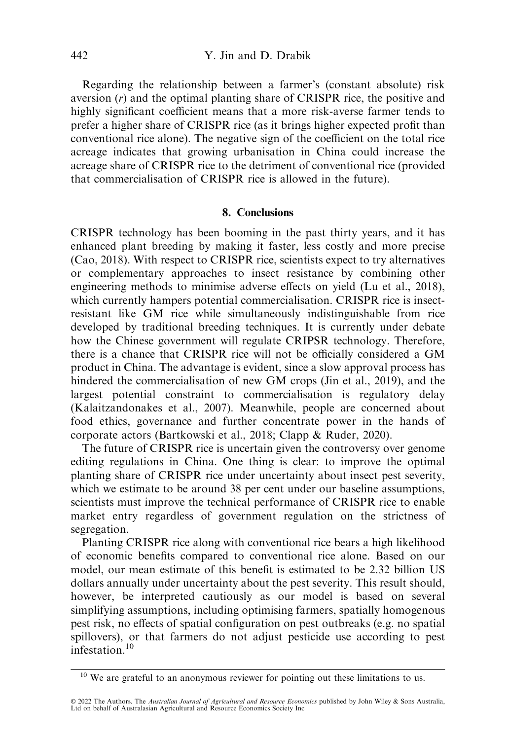Regarding the relationship between a farmer's (constant absolute) risk aversion ($r$) and the optimal planting share of CRISPR rice, the positive and highly significant coefficient means that a more risk-averse farmer tends to prefer a higher share of CRISPR rice (as it brings higher expected profit than conventional rice alone). The negative sign of the coefficient on the total rice acreage indicates that growing urbanisation in China could increase the acreage share of CRISPR rice to the detriment of conventional rice (provided that commercialisation of CRISPR rice is allowed in the future).

## 8. Conclusions

CRISPR technology has been booming in the past thirty years, and it has enhanced plant breeding by making it faster, less costly and more precise (Cao, 2018). With respect to CRISPR rice, scientists expect to try alternatives or complementary approaches to insect resistance by combining other engineering methods to minimise adverse effects on yield (Lu et al., 2018), which currently hampers potential commercialisation. CRISPR rice is insect-resistant like GM rice while simultaneously indistinguishable from rice developed by traditional breeding techniques. It is currently under debate how the Chinese government will regulate CRIPSR technology. Therefore, there is a chance that CRISPR rice will not be officially considered a GM product in China. The advantage is evident, since a slow approval process has hindered the commercialisation of new GM crops (Jin et al., 2019), and the largest potential constraint to commercialisation is regulatory delay (Kalaitzandonakes et al., 2007). Meanwhile, people are concerned about food ethics, governance and further concentrate power in the hands of corporate actors (Bartkowski et al., 2018; Clapp & Ruder, 2020).

The future of CRISPR rice is uncertain given the controversy over genome editing regulations in China. One thing is clear: to improve the optimal planting share of CRISPR rice under uncertainty about insect pest severity, which we estimate to be around 38 per cent under our baseline assumptions, scientists must improve the technical performance of CRISPR rice to enable market entry regardless of government regulation on the strictness of segregation.

Planting CRISPR rice along with conventional rice bears a high likelihood of economic benefits compared to conventional rice alone. Based on our model, our mean estimate of this benefit is estimated to be 2.32 billion US dollars annually under uncertainty about the pest severity. This result should, however, be interpreted cautiously as our model is based on several simplifying assumptions, including optimising farmers, spatially homogenous pest risk, no effects of spatial configuration on pest outbreaks (e.g. no spatial spillovers), or that farmers do not adjust pesticide use according to pest infestation.[10]

[10] We are grateful to an anonymous reviewer for pointing out these limitations to us.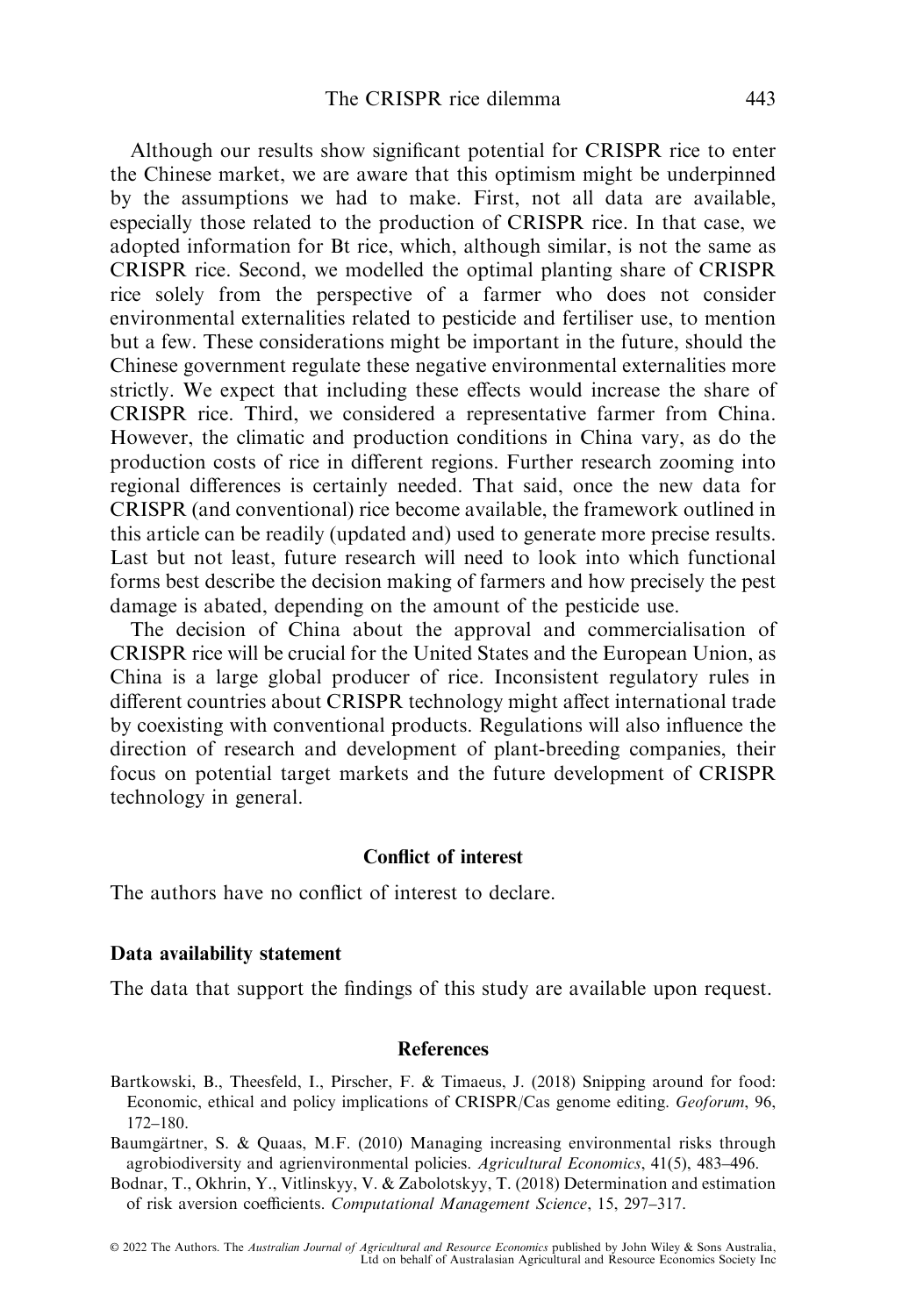Although our results show significant potential for CRISPR rice to enter the Chinese market, we are aware that this optimism might be underpinned by the assumptions we had to make. First, not all data are available, especially those related to the production of CRISPR rice. In that case, we adopted information for Bt rice, which, although similar, is not the same as CRISPR rice. Second, we modelled the optimal planting share of CRISPR rice solely from the perspective of a farmer who does not consider environmental externalities related to pesticide and fertiliser use, to mention but a few. These considerations might be important in the future, should the Chinese government regulate these negative environmental externalities more strictly. We expect that including these effects would increase the share of CRISPR rice. Third, we considered a representative farmer from China. However, the climatic and production conditions in China vary, as do the production costs of rice in different regions. Further research zooming into regional differences is certainly needed. That said, once the new data for CRISPR (and conventional) rice become available, the framework outlined in this article can be readily (updated and) used to generate more precise results. Last but not least, future research will need to look into which functional forms best describe the decision making of farmers and how precisely the pest damage is abated, depending on the amount of the pesticide use.

The decision of China about the approval and commercialisation of CRISPR rice will be crucial for the United States and the European Union, as China is a large global producer of rice. Inconsistent regulatory rules in different countries about CRISPR technology might affect international trade by coexisting with conventional products. Regulations will also influence the direction of research and development of plant-breeding companies, their focus on potential target markets and the future development of CRISPR technology in general.

## Conflict of interest

The authors have no conflict of interest to declare.

## Data availability statement

The data that support the findings of this study are available upon request.

## References

Bartkowski, B., Theesfeld, I., Pirscher, F. & Timaeus, J. (2018) Snipping around for food: Economic, ethical and policy implications of CRISPR/Cas genome editing. *Geoforum*, 96, 172–180.

Baumgärtner, S. & Quaas, M.F. (2010) Managing increasing environmental risks through agrobiodiversity and agrienvironmental policies. *Agricultural Economics*, 41(5), 483–496.

Bodnar, T., Okhrin, Y., Vitlinskyy, V. & Zabolotskyy, T. (2018) Determination and estimation of risk aversion coefficients. *Computational Management Science*, 15, 297–317.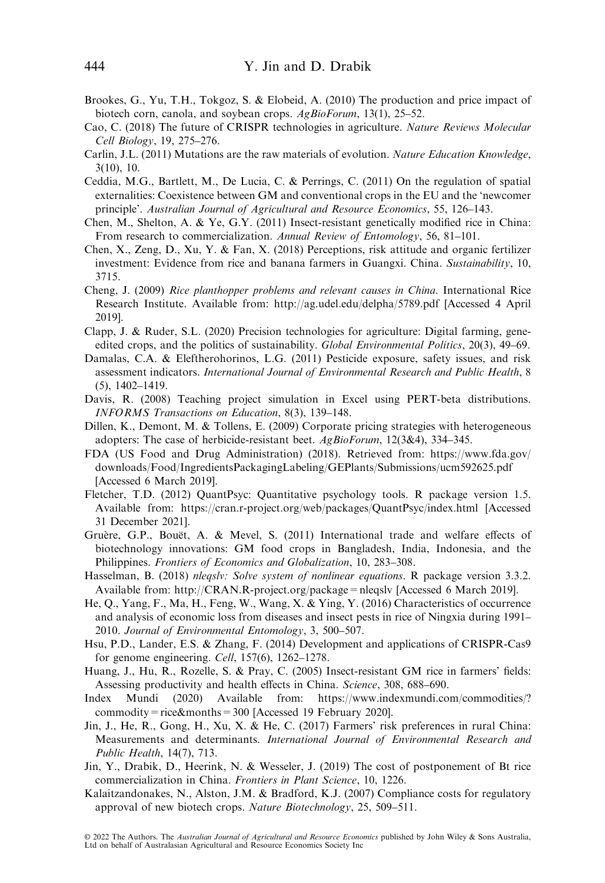Brookes, G., Yu, T.H., Tokgoz, S. & Elobeid, A. (2010) The production and price impact of biotech corn, canola, and soybean crops. *AgBioForum*, 13(1), 25–52.

Cao, C. (2018) The future of CRISPR technologies in agriculture. *Nature Reviews Molecular Cell Biology*, 19, 275–276.

Carlin, J.L. (2011) Mutations are the raw materials of evolution. *Nature Education Knowledge*, 3(10), 10.

Ceddia, M.G., Bartlett, M., De Lucia, C. & Perrings, C. (2011) On the regulation of spatial externalities: Coexistence between GM and conventional crops in the EU and the 'newcomer principle'. *Australian Journal of Agricultural and Resource Economics*, 55, 126–143.

Chen, M., Shelton, A. & Ye, G.Y. (2011) Insect-resistant genetically modified rice in China: From research to commercialization. *Annual Review of Entomology*, 56, 81–101.

Chen, X., Zeng, D., Xu, Y. & Fan, X. (2018) Perceptions, risk attitude and organic fertilizer investment: Evidence from rice and banana farmers in Guangxi. China. *Sustainability*, 10, 3715.

Cheng, J. (2009) *Rice planthopper problems and relevant causes in China*. International Rice Research Institute. Available from: http://ag.udel.edu/delpha/5789.pdf [Accessed 4 April 2019].

Clapp, J. & Ruder, S.L. (2020) Precision technologies for agriculture: Digital farming, gene-edited crops, and the politics of sustainability. *Global Environmental Politics*, 20(3), 49–69.

Damalas, C.A. & Eleftherohorinos, L.G. (2011) Pesticide exposure, safety issues, and risk assessment indicators. *International Journal of Environmental Research and Public Health*, 8 (5), 1402–1419.

Davis, R. (2008) Teaching project simulation in Excel using PERT-beta distributions. *INFORMS Transactions on Education*, 8(3), 139–148.

Dillen, K., Demont, M. & Tollens, E. (2009) Corporate pricing strategies with heterogeneous adopters: The case of herbicide-resistant beet. *AgBioForum*, 12(3&4), 334–345.

FDA (US Food and Drug Administration) (2018). Retrieved from: https://www.fda.gov/downloads/Food/IngredientsPackagingLabeling/GEPlants/Submissions/ucm592625.pdf [Accessed 6 March 2019].

Fletcher, T.D. (2012) QuantPsyc: Quantitative psychology tools. R package version 1.5. Available from: https://cran.r-project.org/web/packages/QuantPsyc/index.html [Accessed 31 December 2021].

Gruère, G.P., Bouët, A. & Mevel, S. (2011) International trade and welfare effects of biotechnology innovations: GM food crops in Bangladesh, India, Indonesia, and the Philippines. *Frontiers of Economics and Globalization*, 10, 283–308.

Hasselman, B. (2018) *nleqslv: Solve system of nonlinear equations*. R package version 3.3.2. Available from: http://CRAN.R-project.org/package = nleqslv [Accessed 6 March 2019].

He, Q., Yang, F., Ma, H., Feng, W., Wang, X. & Ying, Y. (2016) Characteristics of occurrence and analysis of economic loss from diseases and insect pests in rice of Ningxia during 1991–2010. *Journal of Environmental Entomology*, 3, 500–507.

Hsu, P.D., Lander, E.S. & Zhang, F. (2014) Development and applications of CRISPR-Cas9 for genome engineering. *Cell*, 157(6), 1262–1278.

Huang, J., Hu, R., Rozelle, S. & Pray, C. (2005) Insect-resistant GM rice in farmers' fields: Assessing productivity and health effects in China. *Science*, 308, 688–690.

Index Mundi (2020) Available from: https://www.indexmundi.com/commodities/?commodity = rice&months = 300 [Accessed 19 February 2020].

Jin, J., He, R., Gong, H., Xu, X. & He, C. (2017) Farmers' risk preferences in rural China: Measurements and determinants. *International Journal of Environmental Research and Public Health*, 14(7), 713.

Jin, Y., Drabik, D., Heerink, N. & Wesseler, J. (2019) The cost of postponement of Bt rice commercialization in China. *Frontiers in Plant Science*, 10, 1226.

Kalaitzandonakes, N., Alston, J.M. & Bradford, K.J. (2007) Compliance costs for regulatory approval of new biotech crops. *Nature Biotechnology*, 25, 509–511.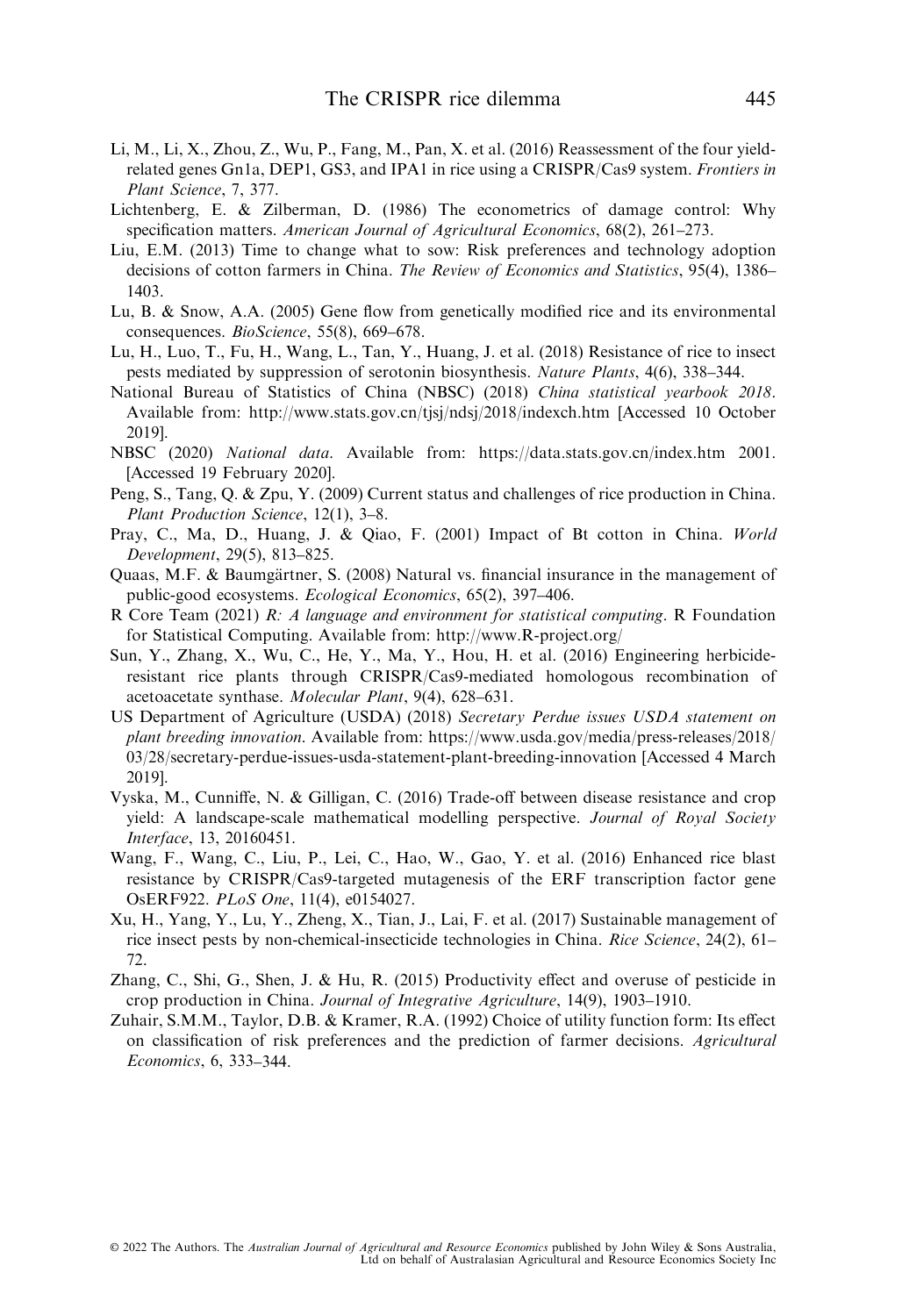Li, M., Li, X., Zhou, Z., Wu, P., Fang, M., Pan, X. et al. (2016) Reassessment of the four yield-related genes Gn1a, DEP1, GS3, and IPA1 in rice using a CRISPR/Cas9 system. *Frontiers in Plant Science*, 7, 377.

Lichtenberg, E. & Zilberman, D. (1986) The econometrics of damage control: Why specification matters. *American Journal of Agricultural Economics*, 68(2), 261–273.

Liu, E.M. (2013) Time to change what to sow: Risk preferences and technology adoption decisions of cotton farmers in China. *The Review of Economics and Statistics*, 95(4), 1386–1403.

Lu, B. & Snow, A.A. (2005) Gene flow from genetically modified rice and its environmental consequences. *BioScience*, 55(8), 669–678.

Lu, H., Luo, T., Fu, H., Wang, L., Tan, Y., Huang, J. et al. (2018) Resistance of rice to insect pests mediated by suppression of serotonin biosynthesis. *Nature Plants*, 4(6), 338–344.

National Bureau of Statistics of China (NBSC) (2018) *China statistical yearbook 2018*. Available from: http://www.stats.gov.cn/tjsj/ndsj/2018/indexch.htm [Accessed 10 October 2019].

NBSC (2020) *National data*. Available from: https://data.stats.gov.cn/index.htm 2001. [Accessed 19 February 2020].

Peng, S., Tang, Q. & Zpu, Y. (2009) Current status and challenges of rice production in China. *Plant Production Science*, 12(1), 3–8.

Pray, C., Ma, D., Huang, J. & Qiao, F. (2001) Impact of Bt cotton in China. *World Development*, 29(5), 813–825.

Quaas, M.F. & Baumgärtner, S. (2008) Natural vs. financial insurance in the management of public-good ecosystems. *Ecological Economics*, 65(2), 397–406.

R Core Team (2021) *R: A language and environment for statistical computing*. R Foundation for Statistical Computing. Available from: http://www.R-project.org/

Sun, Y., Zhang, X., Wu, C., He, Y., Ma, Y., Hou, H. et al. (2016) Engineering herbicide-resistant rice plants through CRISPR/Cas9-mediated homologous recombination of acetoacetate synthase. *Molecular Plant*, 9(4), 628–631.

US Department of Agriculture (USDA) (2018) *Secretary Perdue issues USDA statement on plant breeding innovation*. Available from: https://www.usda.gov/media/press-releases/2018/03/28/secretary-perdue-issues-usda-statement-plant-breeding-innovation [Accessed 4 March 2019].

Vyska, M., Cunniffe, N. & Gilligan, C. (2016) Trade-off between disease resistance and crop yield: A landscape-scale mathematical modelling perspective. *Journal of Royal Society Interface*, 13, 20160451.

Wang, F., Wang, C., Liu, P., Lei, C., Hao, W., Gao, Y. et al. (2016) Enhanced rice blast resistance by CRISPR/Cas9-targeted mutagenesis of the ERF transcription factor gene OsERF922. *PLoS One*, 11(4), e0154027.

Xu, H., Yang, Y., Lu, Y., Zheng, X., Tian, J., Lai, F. et al. (2017) Sustainable management of rice insect pests by non-chemical-insecticide technologies in China. *Rice Science*, 24(2), 61–72.

Zhang, C., Shi, G., Shen, J. & Hu, R. (2015) Productivity effect and overuse of pesticide in crop production in China. *Journal of Integrative Agriculture*, 14(9), 1903–1910.

Zuhair, S.M.M., Taylor, D.B. & Kramer, R.A. (1992) Choice of utility function form: Its effect on classification of risk preferences and the prediction of farmer decisions. *Agricultural Economics*, 6, 333–344.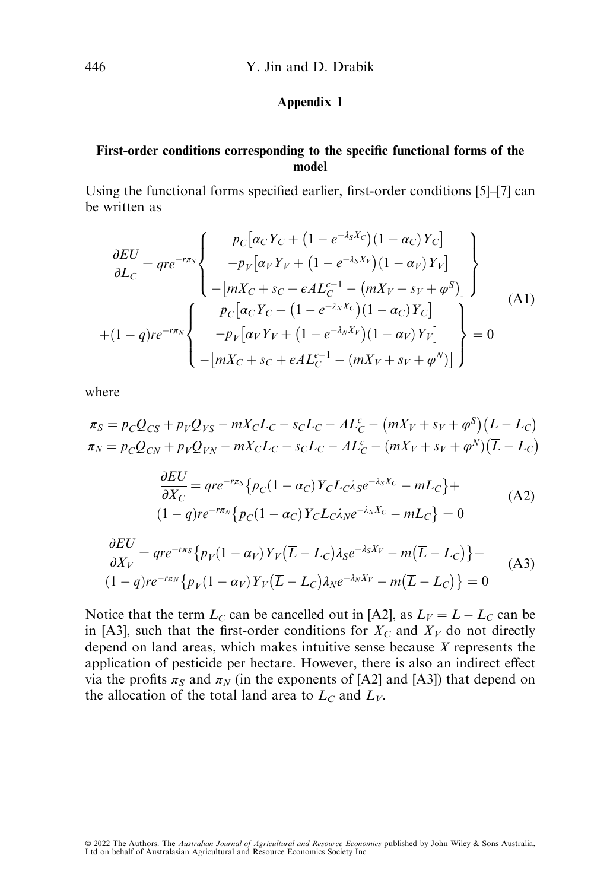## Appendix 1

### First-order conditions corresponding to the specific functional forms of the model

Using the functional forms specified earlier, first-order conditions [5]–[7] can be written as

$$
\begin{aligned}
\frac{\partial EU}{\partial L_C} = qre^{-r\pi_S} & \left\{ \begin{array}{c} p_C\left[\alpha_C Y_C + \left(1 - e^{-\lambda_S X_C}\right)(1 - \alpha_C) Y_C\right] \\ -p_V\left[\alpha_V Y_V + \left(1 - e^{-\lambda_S X_V}\right)(1 - \alpha_V) Y_V\right] \\ -\left[mX_C + s_C + \epsilon A L_C^{\epsilon - 1} - \left(mX_V + s_V + \varphi^S\right)\right] \end{array} \right\} \\
+(1-q)re^{-r\pi_N} & \left\{ \begin{array}{c} p_C\left[\alpha_C Y_C + \left(1 - e^{-\lambda_N X_C}\right)(1 - \alpha_C) Y_C\right] \\ -p_V\left[\alpha_V Y_V + \left(1 - e^{-\lambda_N X_V}\right)(1 - \alpha_V) Y_V\right] \\ -\left[mX_C + s_C + \epsilon A L_C^{\epsilon - 1} - \left(mX_V + s_V + \varphi^N\right)\right] \end{array} \right\} = 0
\end{aligned}
\tag{A1}
$$

where

$$
\begin{aligned}
\pi_S &= p_C Q_{CS} + p_V Q_{VS} - mX_C L_C - s_C L_C - A L_C^{\epsilon} - \left(mX_V + s_V + \varphi^S\right)\left(\overline{L} - L_C\right) \\
\pi_N &= p_C Q_{CN} + p_V Q_{VN} - mX_C L_C - s_C L_C - A L_C^{\epsilon} - \left(mX_V + s_V + \varphi^N\right)\left(\overline{L} - L_C\right)
\end{aligned}
$$

$$
\begin{aligned}
\frac{\partial EU}{\partial X_C} = {} & qre^{-r\pi_S}\left\{p_C(1 - \alpha_C) Y_C L_C \lambda_S e^{-\lambda_S X_C} - mL_C\right\} + \\
& (1-q)re^{-r\pi_N}\left\{p_C(1 - \alpha_C) Y_C L_C \lambda_N e^{-\lambda_N X_C} - mL_C\right\} = 0
\end{aligned}
\tag{A2}
$$

$$
\begin{aligned}
\frac{\partial EU}{\partial X_V} = {} & qre^{-r\pi_S}\left\{p_V(1 - \alpha_V) Y_V \left(\overline{L} - L_C\right) \lambda_S e^{-\lambda_S X_V} - m\left(\overline{L} - L_C\right)\right\} + \\
& (1-q)re^{-r\pi_N}\left\{p_V(1 - \alpha_V) Y_V \left(\overline{L} - L_C\right) \lambda_N e^{-\lambda_N X_V} - m\left(\overline{L} - L_C\right)\right\} = 0
\end{aligned}
\tag{A3}
$$

Notice that the term $L_C$ can be cancelled out in [A2], as $L_V = \overline{L} - L_C$ can be in [A3], such that the first-order conditions for $X_C$ and $X_V$ do not directly depend on land areas, which makes intuitive sense because $X$ represents the application of pesticide per hectare. However, there is also an indirect effect via the profits $\pi_S$ and $\pi_N$ (in the exponents of [A2] and [A3]) that depend on the allocation of the total land area to $L_C$ and $L_V$.